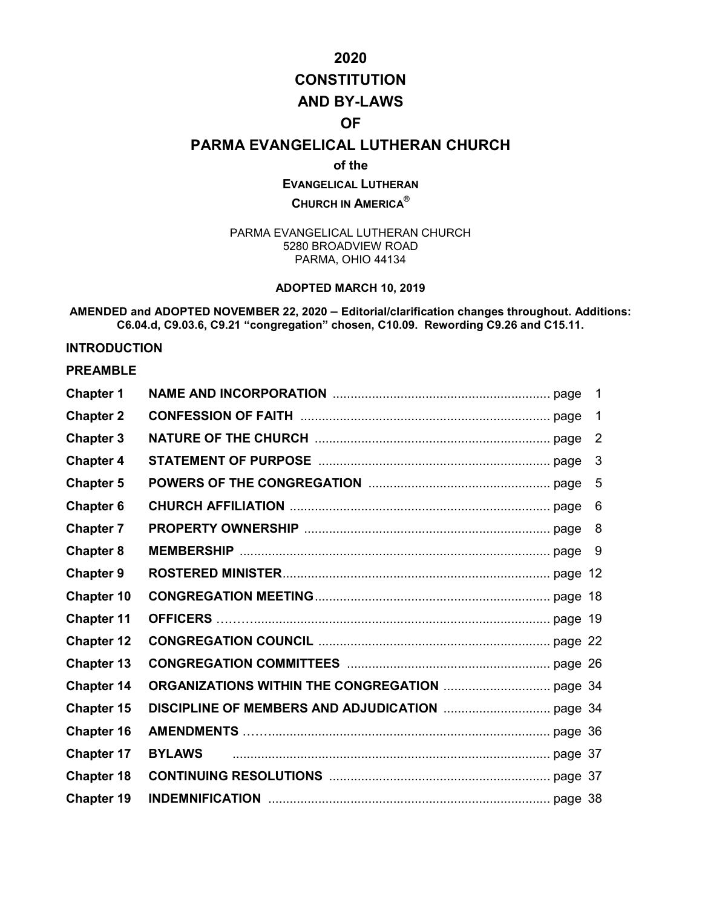# 2020 CONSTITUTION AND BY-LAWS OF PARMA EVANGELICAL LUTHERAN CHURCH

**of the**

**EVANGELICAL LUTHERAN CHURCH IN AMERICA®**

PARMA EVANGELICAL LUTHERAN CHURCH
5280 BROADVIEW ROAD
PARMA, OHIO 44134

**ADOPTED MARCH 10, 2019**

**AMENDED and ADOPTED NOVEMBER 22, 2020 – Editorial/clarification changes throughout. Additions: C6.04.d, C9.03.6, C9.21 "congregation" chosen, C10.09. Rewording C9.26 and C15.11.**

**INTRODUCTION**

**PREAMBLE**

| | | |
|---|---|---|
| **Chapter 1** | **NAME AND INCORPORATION** | page 1 |
| **Chapter 2** | **CONFESSION OF FAITH** | page 1 |
| **Chapter 3** | **NATURE OF THE CHURCH** | page 2 |
| **Chapter 4** | **STATEMENT OF PURPOSE** | page 3 |
| **Chapter 5** | **POWERS OF THE CONGREGATION** | page 5 |
| **Chapter 6** | **CHURCH AFFILIATION** | page 6 |
| **Chapter 7** | **PROPERTY OWNERSHIP** | page 8 |
| **Chapter 8** | **MEMBERSHIP** | page 9 |
| **Chapter 9** | **ROSTERED MINISTER** | page 12 |
| **Chapter 10** | **CONGREGATION MEETING** | page 18 |
| **Chapter 11** | **OFFICERS** | page 19 |
| **Chapter 12** | **CONGREGATION COUNCIL** | page 22 |
| **Chapter 13** | **CONGREGATION COMMITTEES** | page 26 |
| **Chapter 14** | **ORGANIZATIONS WITHIN THE CONGREGATION** | page 34 |
| **Chapter 15** | **DISCIPLINE OF MEMBERS AND ADJUDICATION** | page 34 |
| **Chapter 16** | **AMENDMENTS** | page 36 |
| **Chapter 17** | **BYLAWS** | page 37 |
| **Chapter 18** | **CONTINUING RESOLUTIONS** | page 37 |
| **Chapter 19** | **INDEMNIFICATION** | page 38 |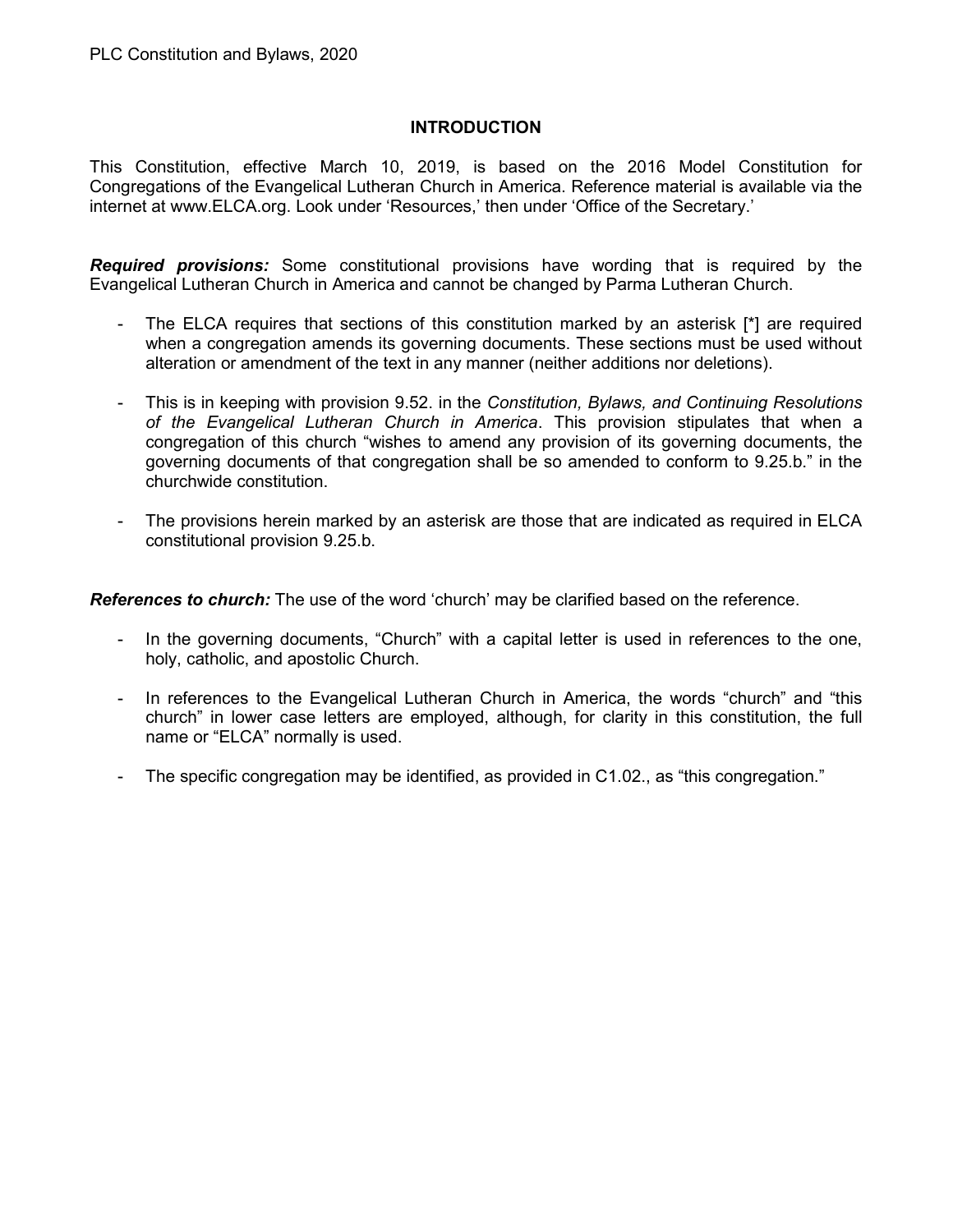## INTRODUCTION

This Constitution, effective March 10, 2019, is based on the 2016 Model Constitution for Congregations of the Evangelical Lutheran Church in America. Reference material is available via the internet at www.ELCA.org. Look under 'Resources,' then under 'Office of the Secretary.'

***Required provisions:*** Some constitutional provisions have wording that is required by the Evangelical Lutheran Church in America and cannot be changed by Parma Lutheran Church.

- The ELCA requires that sections of this constitution marked by an asterisk [*] are required when a congregation amends its governing documents. These sections must be used without alteration or amendment of the text in any manner (neither additions nor deletions).

- This is in keeping with provision 9.52. in the *Constitution, Bylaws, and Continuing Resolutions of the Evangelical Lutheran Church in America*. This provision stipulates that when a congregation of this church "wishes to amend any provision of its governing documents, the governing documents of that congregation shall be so amended to conform to 9.25.b." in the churchwide constitution.

- The provisions herein marked by an asterisk are those that are indicated as required in ELCA constitutional provision 9.25.b.

***References to church:*** The use of the word 'church' may be clarified based on the reference.

- In the governing documents, "Church" with a capital letter is used in references to the one, holy, catholic, and apostolic Church.

- In references to the Evangelical Lutheran Church in America, the words "church" and "this church" in lower case letters are employed, although, for clarity in this constitution, the full name or "ELCA" normally is used.

- The specific congregation may be identified, as provided in C1.02., as "this congregation."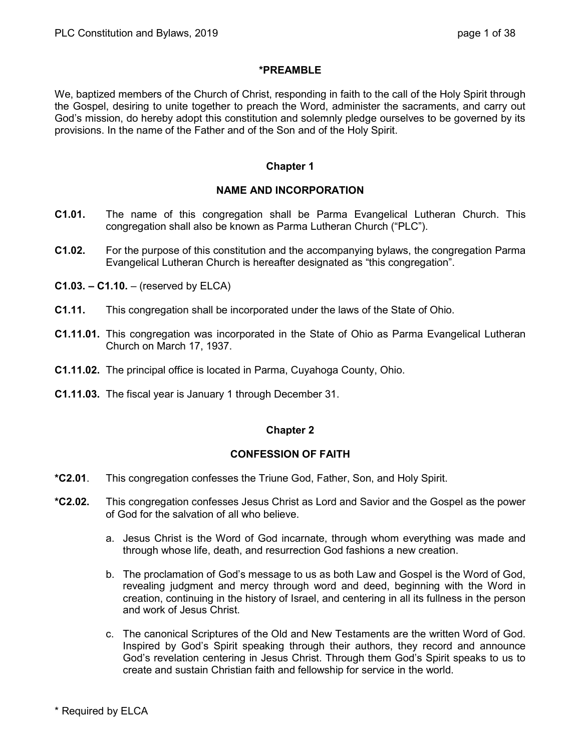## *PREAMBLE

We, baptized members of the Church of Christ, responding in faith to the call of the Holy Spirit through the Gospel, desiring to unite together to preach the Word, administer the sacraments, and carry out God's mission, do hereby adopt this constitution and solemnly pledge ourselves to be governed by its provisions. In the name of the Father and of the Son and of the Holy Spirit.

## Chapter 1

## NAME AND INCORPORATION

**C1.01.** The name of this congregation shall be Parma Evangelical Lutheran Church. This congregation shall also be known as Parma Lutheran Church ("PLC").

**C1.02.** For the purpose of this constitution and the accompanying bylaws, the congregation Parma Evangelical Lutheran Church is hereafter designated as "this congregation".

**C1.03. – C1.10.** – (reserved by ELCA)

**C1.11.** This congregation shall be incorporated under the laws of the State of Ohio.

**C1.11.01.** This congregation was incorporated in the State of Ohio as Parma Evangelical Lutheran Church on March 17, 1937.

**C1.11.02.** The principal office is located in Parma, Cuyahoga County, Ohio.

**C1.11.03.** The fiscal year is January 1 through December 31.

## Chapter 2

## CONFESSION OF FAITH

***C2.01**. This congregation confesses the Triune God, Father, Son, and Holy Spirit.

***C2.02.** This congregation confesses Jesus Christ as Lord and Savior and the Gospel as the power of God for the salvation of all who believe.

a. Jesus Christ is the Word of God incarnate, through whom everything was made and through whose life, death, and resurrection God fashions a new creation.

b. The proclamation of God's message to us as both Law and Gospel is the Word of God, revealing judgment and mercy through word and deed, beginning with the Word in creation, continuing in the history of Israel, and centering in all its fullness in the person and work of Jesus Christ.

c. The canonical Scriptures of the Old and New Testaments are the written Word of God. Inspired by God's Spirit speaking through their authors, they record and announce God's revelation centering in Jesus Christ. Through them God's Spirit speaks to us to create and sustain Christian faith and fellowship for service in the world.

\* Required by ELCA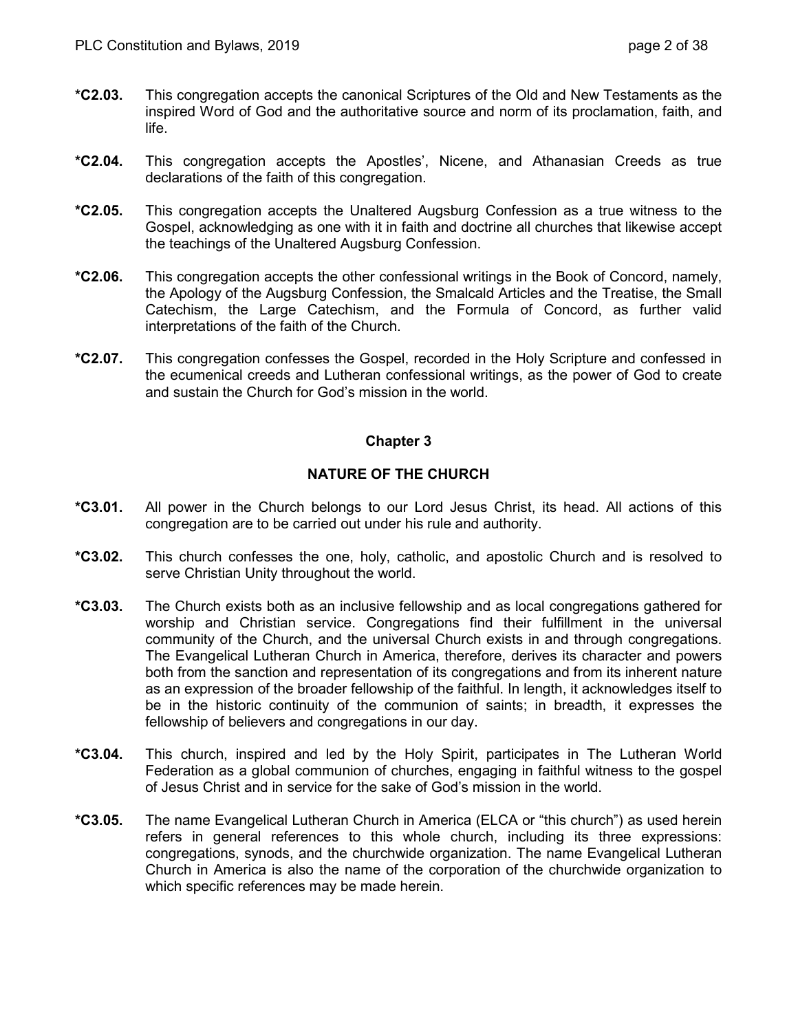**\*C2.03.** This congregation accepts the canonical Scriptures of the Old and New Testaments as the inspired Word of God and the authoritative source and norm of its proclamation, faith, and life.

**\*C2.04.** This congregation accepts the Apostles', Nicene, and Athanasian Creeds as true declarations of the faith of this congregation.

**\*C2.05.** This congregation accepts the Unaltered Augsburg Confession as a true witness to the Gospel, acknowledging as one with it in faith and doctrine all churches that likewise accept the teachings of the Unaltered Augsburg Confession.

**\*C2.06.** This congregation accepts the other confessional writings in the Book of Concord, namely, the Apology of the Augsburg Confession, the Smalcald Articles and the Treatise, the Small Catechism, the Large Catechism, and the Formula of Concord, as further valid interpretations of the faith of the Church.

**\*C2.07.** This congregation confesses the Gospel, recorded in the Holy Scripture and confessed in the ecumenical creeds and Lutheran confessional writings, as the power of God to create and sustain the Church for God's mission in the world.

## Chapter 3

## NATURE OF THE CHURCH

**\*C3.01.** All power in the Church belongs to our Lord Jesus Christ, its head. All actions of this congregation are to be carried out under his rule and authority.

**\*C3.02.** This church confesses the one, holy, catholic, and apostolic Church and is resolved to serve Christian Unity throughout the world.

**\*C3.03.** The Church exists both as an inclusive fellowship and as local congregations gathered for worship and Christian service. Congregations find their fulfillment in the universal community of the Church, and the universal Church exists in and through congregations. The Evangelical Lutheran Church in America, therefore, derives its character and powers both from the sanction and representation of its congregations and from its inherent nature as an expression of the broader fellowship of the faithful. In length, it acknowledges itself to be in the historic continuity of the communion of saints; in breadth, it expresses the fellowship of believers and congregations in our day.

**\*C3.04.** This church, inspired and led by the Holy Spirit, participates in The Lutheran World Federation as a global communion of churches, engaging in faithful witness to the gospel of Jesus Christ and in service for the sake of God's mission in the world.

**\*C3.05.** The name Evangelical Lutheran Church in America (ELCA or "this church") as used herein refers in general references to this whole church, including its three expressions: congregations, synods, and the churchwide organization. The name Evangelical Lutheran Church in America is also the name of the corporation of the churchwide organization to which specific references may be made herein.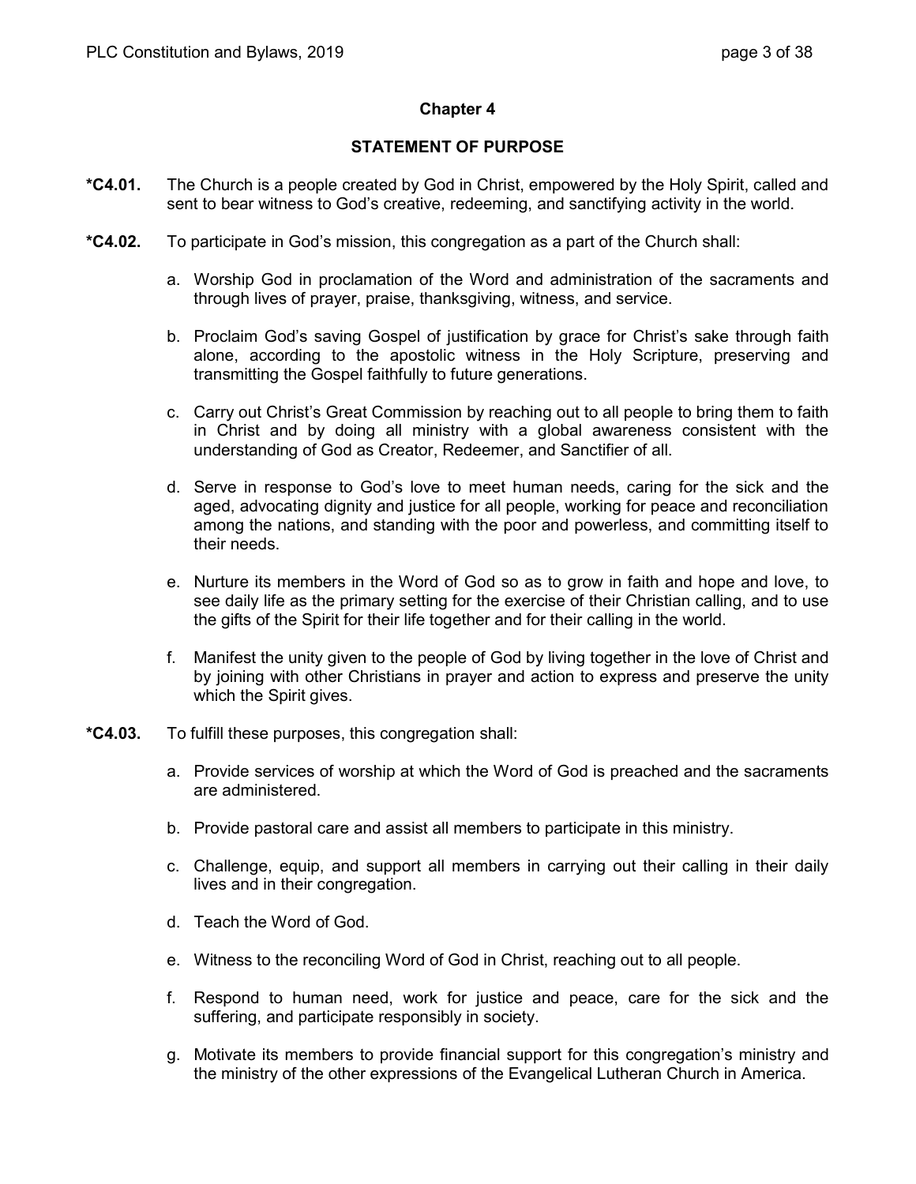## Chapter 4

### STATEMENT OF PURPOSE

**\*C4.01.** The Church is a people created by God in Christ, empowered by the Holy Spirit, called and sent to bear witness to God's creative, redeeming, and sanctifying activity in the world.

**\*C4.02.** To participate in God's mission, this congregation as a part of the Church shall:

a. Worship God in proclamation of the Word and administration of the sacraments and through lives of prayer, praise, thanksgiving, witness, and service.

b. Proclaim God's saving Gospel of justification by grace for Christ's sake through faith alone, according to the apostolic witness in the Holy Scripture, preserving and transmitting the Gospel faithfully to future generations.

c. Carry out Christ's Great Commission by reaching out to all people to bring them to faith in Christ and by doing all ministry with a global awareness consistent with the understanding of God as Creator, Redeemer, and Sanctifier of all.

d. Serve in response to God's love to meet human needs, caring for the sick and the aged, advocating dignity and justice for all people, working for peace and reconciliation among the nations, and standing with the poor and powerless, and committing itself to their needs.

e. Nurture its members in the Word of God so as to grow in faith and hope and love, to see daily life as the primary setting for the exercise of their Christian calling, and to use the gifts of the Spirit for their life together and for their calling in the world.

f. Manifest the unity given to the people of God by living together in the love of Christ and by joining with other Christians in prayer and action to express and preserve the unity which the Spirit gives.

**\*C4.03.** To fulfill these purposes, this congregation shall:

a. Provide services of worship at which the Word of God is preached and the sacraments are administered.

b. Provide pastoral care and assist all members to participate in this ministry.

c. Challenge, equip, and support all members in carrying out their calling in their daily lives and in their congregation.

d. Teach the Word of God.

e. Witness to the reconciling Word of God in Christ, reaching out to all people.

f. Respond to human need, work for justice and peace, care for the sick and the suffering, and participate responsibly in society.

g. Motivate its members to provide financial support for this congregation's ministry and the ministry of the other expressions of the Evangelical Lutheran Church in America.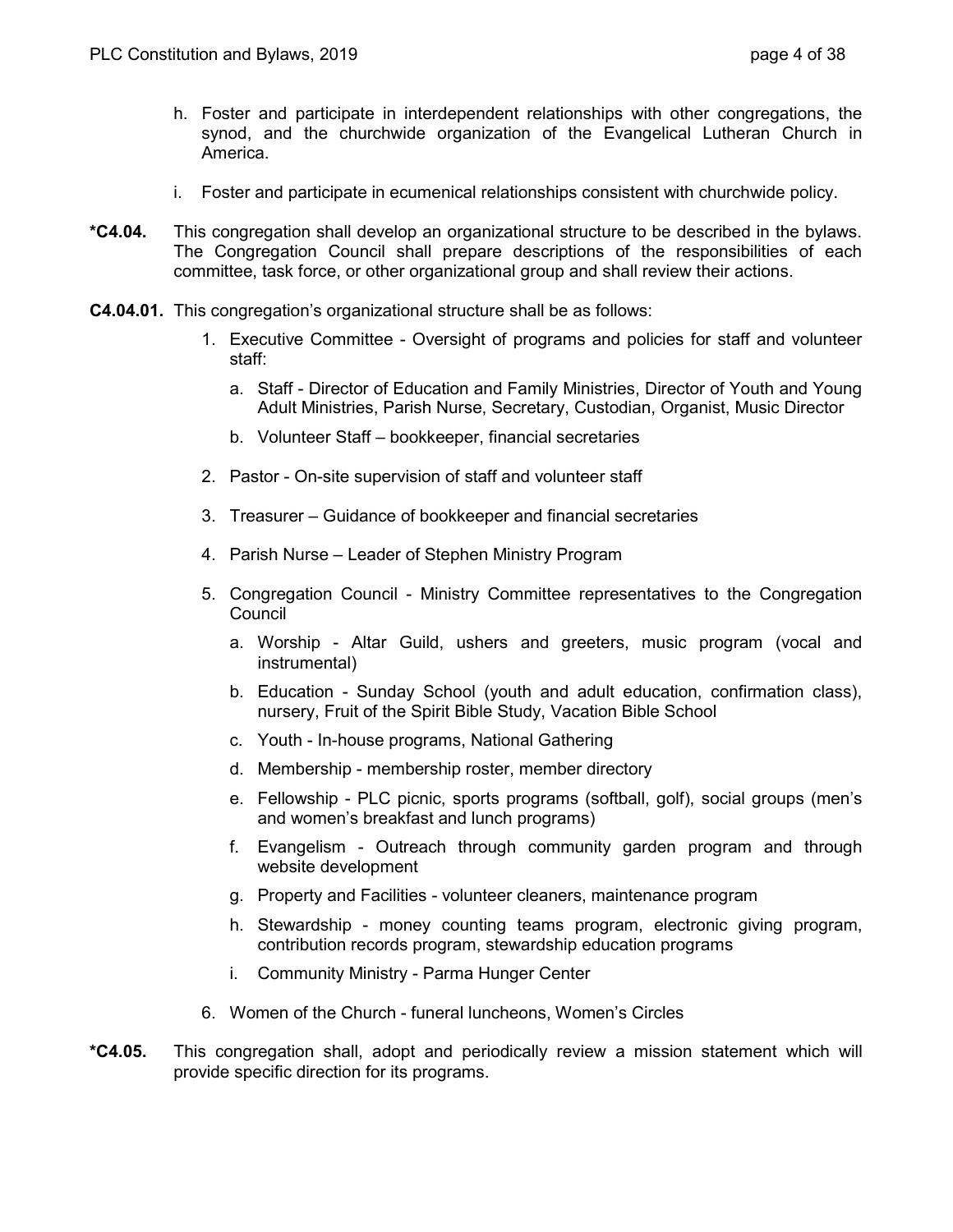h. Foster and participate in interdependent relationships with other congregations, the synod, and the churchwide organization of the Evangelical Lutheran Church in America.

i. Foster and participate in ecumenical relationships consistent with churchwide policy.

**\*C4.04.** This congregation shall develop an organizational structure to be described in the bylaws. The Congregation Council shall prepare descriptions of the responsibilities of each committee, task force, or other organizational group and shall review their actions.

**C4.04.01.** This congregation's organizational structure shall be as follows:

1. Executive Committee - Oversight of programs and policies for staff and volunteer staff:
   a. Staff - Director of Education and Family Ministries, Director of Youth and Young Adult Ministries, Parish Nurse, Secretary, Custodian, Organist, Music Director
   b. Volunteer Staff – bookkeeper, financial secretaries
2. Pastor - On-site supervision of staff and volunteer staff
3. Treasurer – Guidance of bookkeeper and financial secretaries
4. Parish Nurse – Leader of Stephen Ministry Program
5. Congregation Council - Ministry Committee representatives to the Congregation Council
   a. Worship - Altar Guild, ushers and greeters, music program (vocal and instrumental)
   b. Education - Sunday School (youth and adult education, confirmation class), nursery, Fruit of the Spirit Bible Study, Vacation Bible School
   c. Youth - In-house programs, National Gathering
   d. Membership - membership roster, member directory
   e. Fellowship - PLC picnic, sports programs (softball, golf), social groups (men's and women's breakfast and lunch programs)
   f. Evangelism - Outreach through community garden program and through website development
   g. Property and Facilities - volunteer cleaners, maintenance program
   h. Stewardship - money counting teams program, electronic giving program, contribution records program, stewardship education programs
   i. Community Ministry - Parma Hunger Center
6. Women of the Church - funeral luncheons, Women's Circles

**\*C4.05.** This congregation shall, adopt and periodically review a mission statement which will provide specific direction for its programs.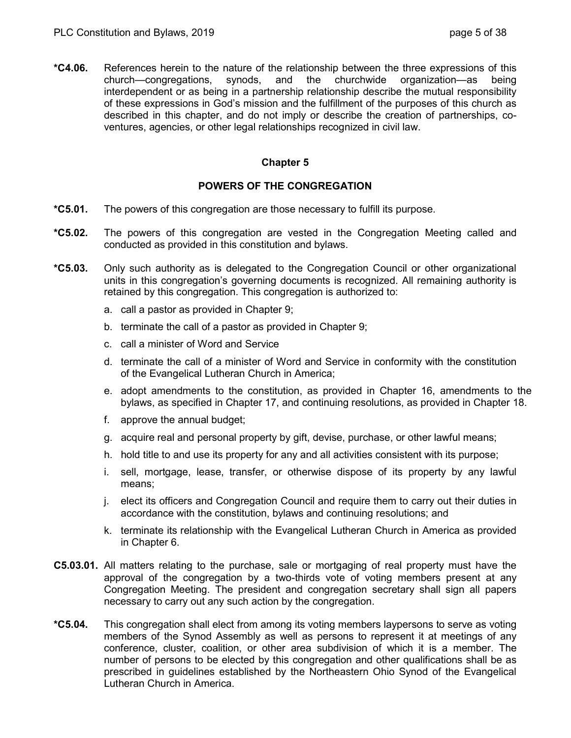**\*C4.06.** References herein to the nature of the relationship between the three expressions of this church—congregations, synods, and the churchwide organization—as being interdependent or as being in a partnership relationship describe the mutual responsibility of these expressions in God's mission and the fulfillment of the purposes of this church as described in this chapter, and do not imply or describe the creation of partnerships, co-ventures, agencies, or other legal relationships recognized in civil law.

## Chapter 5

## POWERS OF THE CONGREGATION

**\*C5.01.** The powers of this congregation are those necessary to fulfill its purpose.

**\*C5.02.** The powers of this congregation are vested in the Congregation Meeting called and conducted as provided in this constitution and bylaws.

**\*C5.03.** Only such authority as is delegated to the Congregation Council or other organizational units in this congregation's governing documents is recognized. All remaining authority is retained by this congregation. This congregation is authorized to:

a. call a pastor as provided in Chapter 9;

b. terminate the call of a pastor as provided in Chapter 9;

c. call a minister of Word and Service

d. terminate the call of a minister of Word and Service in conformity with the constitution of the Evangelical Lutheran Church in America;

e. adopt amendments to the constitution, as provided in Chapter 16, amendments to the bylaws, as specified in Chapter 17, and continuing resolutions, as provided in Chapter 18.

f. approve the annual budget;

g. acquire real and personal property by gift, devise, purchase, or other lawful means;

h. hold title to and use its property for any and all activities consistent with its purpose;

i. sell, mortgage, lease, transfer, or otherwise dispose of its property by any lawful means;

j. elect its officers and Congregation Council and require them to carry out their duties in accordance with the constitution, bylaws and continuing resolutions; and

k. terminate its relationship with the Evangelical Lutheran Church in America as provided in Chapter 6.

**C5.03.01.** All matters relating to the purchase, sale or mortgaging of real property must have the approval of the congregation by a two-thirds vote of voting members present at any Congregation Meeting. The president and congregation secretary shall sign all papers necessary to carry out any such action by the congregation.

**\*C5.04.** This congregation shall elect from among its voting members laypersons to serve as voting members of the Synod Assembly as well as persons to represent it at meetings of any conference, cluster, coalition, or other area subdivision of which it is a member. The number of persons to be elected by this congregation and other qualifications shall be as prescribed in guidelines established by the Northeastern Ohio Synod of the Evangelical Lutheran Church in America.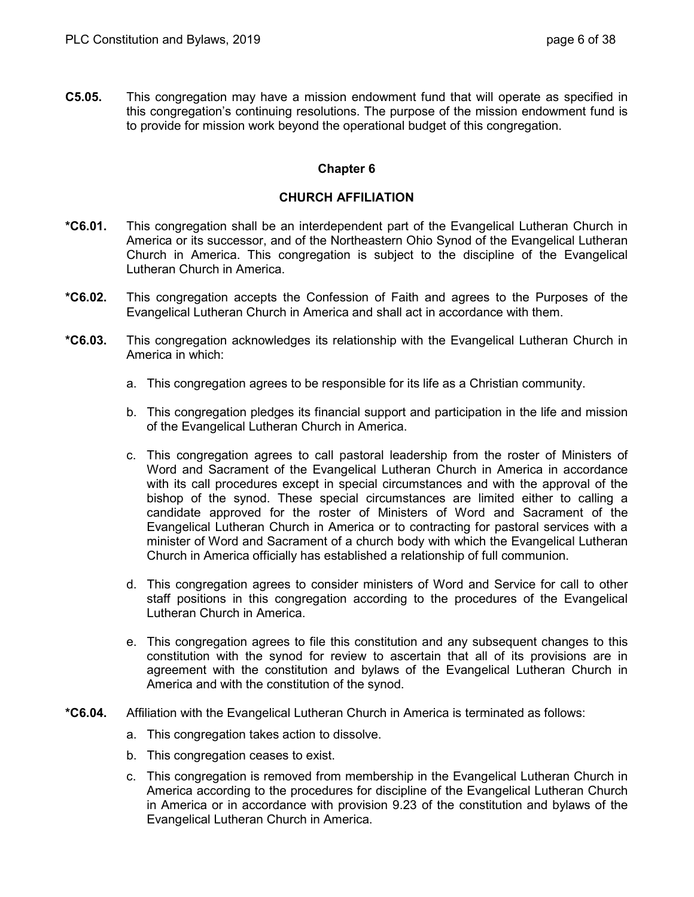**C5.05.** This congregation may have a mission endowment fund that will operate as specified in this congregation's continuing resolutions. The purpose of the mission endowment fund is to provide for mission work beyond the operational budget of this congregation.

## Chapter 6

## CHURCH AFFILIATION

***C6.01.** This congregation shall be an interdependent part of the Evangelical Lutheran Church in America or its successor, and of the Northeastern Ohio Synod of the Evangelical Lutheran Church in America. This congregation is subject to the discipline of the Evangelical Lutheran Church in America.

***C6.02.** This congregation accepts the Confession of Faith and agrees to the Purposes of the Evangelical Lutheran Church in America and shall act in accordance with them.

***C6.03.** This congregation acknowledges its relationship with the Evangelical Lutheran Church in America in which:

a. This congregation agrees to be responsible for its life as a Christian community.

b. This congregation pledges its financial support and participation in the life and mission of the Evangelical Lutheran Church in America.

c. This congregation agrees to call pastoral leadership from the roster of Ministers of Word and Sacrament of the Evangelical Lutheran Church in America in accordance with its call procedures except in special circumstances and with the approval of the bishop of the synod. These special circumstances are limited either to calling a candidate approved for the roster of Ministers of Word and Sacrament of the Evangelical Lutheran Church in America or to contracting for pastoral services with a minister of Word and Sacrament of a church body with which the Evangelical Lutheran Church in America officially has established a relationship of full communion.

d. This congregation agrees to consider ministers of Word and Service for call to other staff positions in this congregation according to the procedures of the Evangelical Lutheran Church in America.

e. This congregation agrees to file this constitution and any subsequent changes to this constitution with the synod for review to ascertain that all of its provisions are in agreement with the constitution and bylaws of the Evangelical Lutheran Church in America and with the constitution of the synod.

***C6.04.** Affiliation with the Evangelical Lutheran Church in America is terminated as follows:

a. This congregation takes action to dissolve.

b. This congregation ceases to exist.

c. This congregation is removed from membership in the Evangelical Lutheran Church in America according to the procedures for discipline of the Evangelical Lutheran Church in America or in accordance with provision 9.23 of the constitution and bylaws of the Evangelical Lutheran Church in America.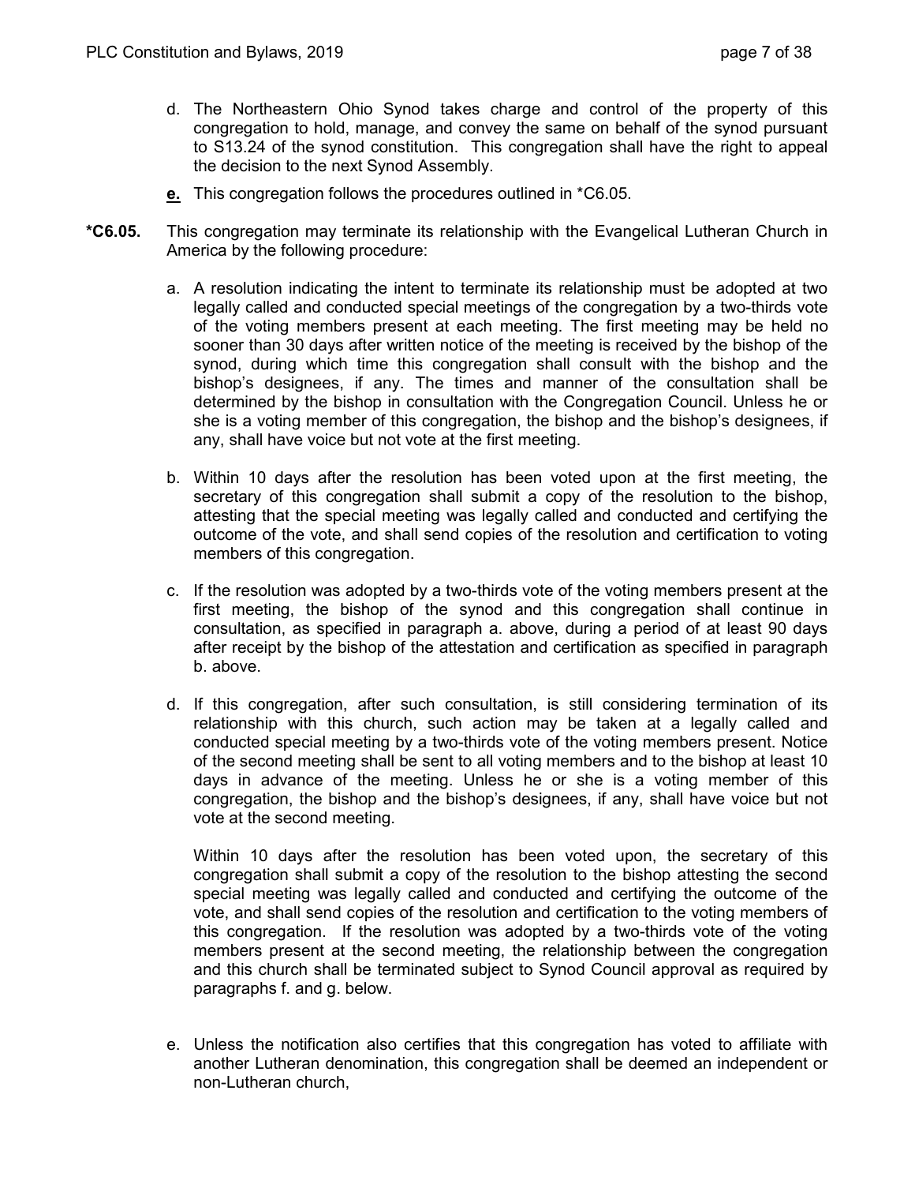d. The Northeastern Ohio Synod takes charge and control of the property of this congregation to hold, manage, and convey the same on behalf of the synod pursuant to S13.24 of the synod constitution. This congregation shall have the right to appeal the decision to the next Synod Assembly.

**e.** This congregation follows the procedures outlined in *C6.05.

**\*C6.05.** This congregation may terminate its relationship with the Evangelical Lutheran Church in America by the following procedure:

a. A resolution indicating the intent to terminate its relationship must be adopted at two legally called and conducted special meetings of the congregation by a two-thirds vote of the voting members present at each meeting. The first meeting may be held no sooner than 30 days after written notice of the meeting is received by the bishop of the synod, during which time this congregation shall consult with the bishop and the bishop's designees, if any. The times and manner of the consultation shall be determined by the bishop in consultation with the Congregation Council. Unless he or she is a voting member of this congregation, the bishop and the bishop's designees, if any, shall have voice but not vote at the first meeting.

b. Within 10 days after the resolution has been voted upon at the first meeting, the secretary of this congregation shall submit a copy of the resolution to the bishop, attesting that the special meeting was legally called and conducted and certifying the outcome of the vote, and shall send copies of the resolution and certification to voting members of this congregation.

c. If the resolution was adopted by a two-thirds vote of the voting members present at the first meeting, the bishop of the synod and this congregation shall continue in consultation, as specified in paragraph a. above, during a period of at least 90 days after receipt by the bishop of the attestation and certification as specified in paragraph b. above.

d. If this congregation, after such consultation, is still considering termination of its relationship with this church, such action may be taken at a legally called and conducted special meeting by a two-thirds vote of the voting members present. Notice of the second meeting shall be sent to all voting members and to the bishop at least 10 days in advance of the meeting. Unless he or she is a voting member of this congregation, the bishop and the bishop's designees, if any, shall have voice but not vote at the second meeting.

   Within 10 days after the resolution has been voted upon, the secretary of this congregation shall submit a copy of the resolution to the bishop attesting the second special meeting was legally called and conducted and certifying the outcome of the vote, and shall send copies of the resolution and certification to the voting members of this congregation. If the resolution was adopted by a two-thirds vote of the voting members present at the second meeting, the relationship between the congregation and this church shall be terminated subject to Synod Council approval as required by paragraphs f. and g. below.

e. Unless the notification also certifies that this congregation has voted to affiliate with another Lutheran denomination, this congregation shall be deemed an independent or non-Lutheran church,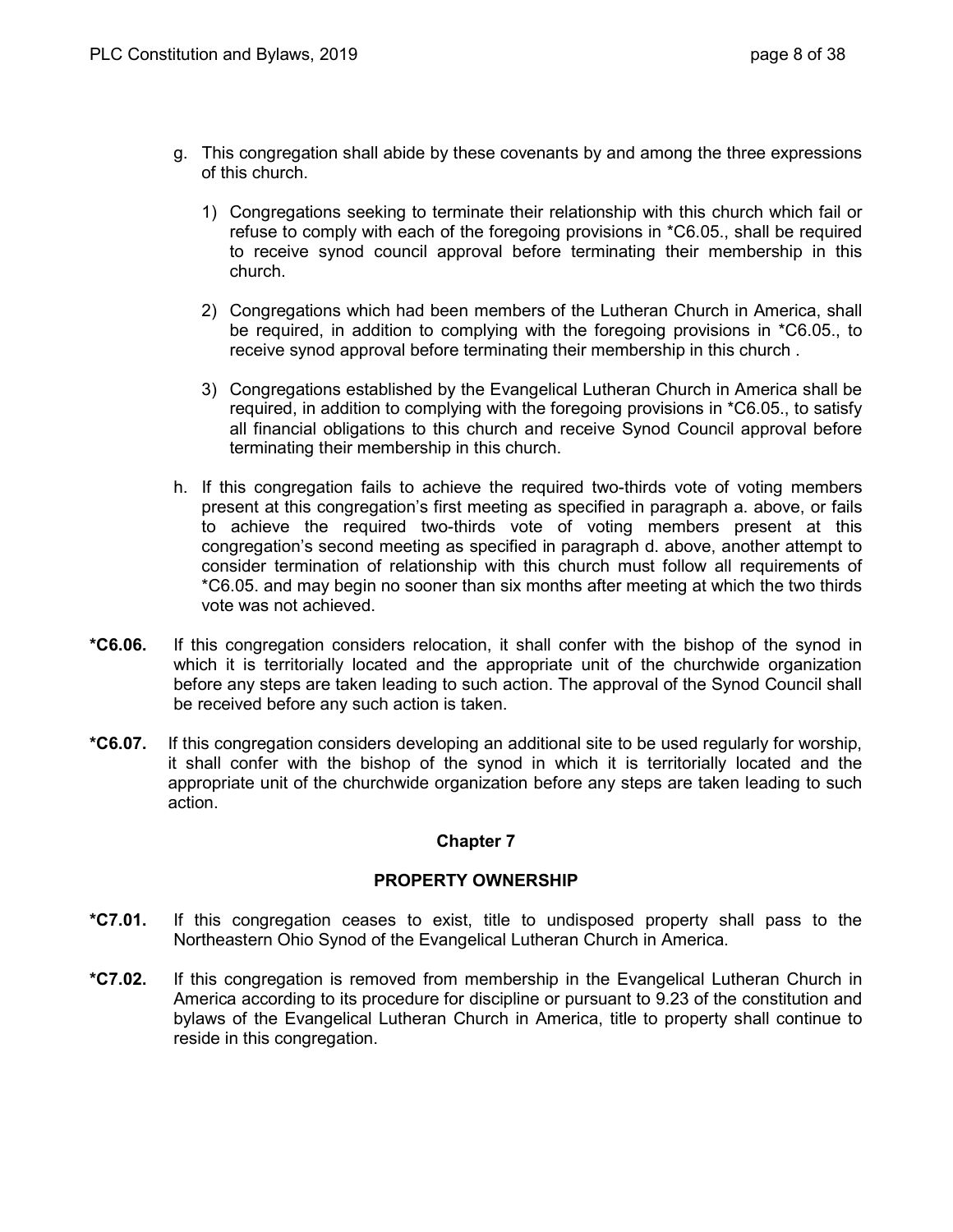g. This congregation shall abide by these covenants by and among the three expressions of this church.

   1) Congregations seeking to terminate their relationship with this church which fail or refuse to comply with each of the foregoing provisions in *C6.05., shall be required to receive synod council approval before terminating their membership in this church.

   2) Congregations which had been members of the Lutheran Church in America, shall be required, in addition to complying with the foregoing provisions in *C6.05., to receive synod approval before terminating their membership in this church .

   3) Congregations established by the Evangelical Lutheran Church in America shall be required, in addition to complying with the foregoing provisions in *C6.05., to satisfy all financial obligations to this church and receive Synod Council approval before terminating their membership in this church.

h. If this congregation fails to achieve the required two-thirds vote of voting members present at this congregation's first meeting as specified in paragraph a. above, or fails to achieve the required two-thirds vote of voting members present at this congregation's second meeting as specified in paragraph d. above, another attempt to consider termination of relationship with this church must follow all requirements of *C6.05. and may begin no sooner than six months after meeting at which the two thirds vote was not achieved.

**\*C6.06.** If this congregation considers relocation, it shall confer with the bishop of the synod in which it is territorially located and the appropriate unit of the churchwide organization before any steps are taken leading to such action. The approval of the Synod Council shall be received before any such action is taken.

**\*C6.07.** If this congregation considers developing an additional site to be used regularly for worship, it shall confer with the bishop of the synod in which it is territorially located and the appropriate unit of the churchwide organization before any steps are taken leading to such action.

## Chapter 7

## PROPERTY OWNERSHIP

**\*C7.01.** If this congregation ceases to exist, title to undisposed property shall pass to the Northeastern Ohio Synod of the Evangelical Lutheran Church in America.

**\*C7.02.** If this congregation is removed from membership in the Evangelical Lutheran Church in America according to its procedure for discipline or pursuant to 9.23 of the constitution and bylaws of the Evangelical Lutheran Church in America, title to property shall continue to reside in this congregation.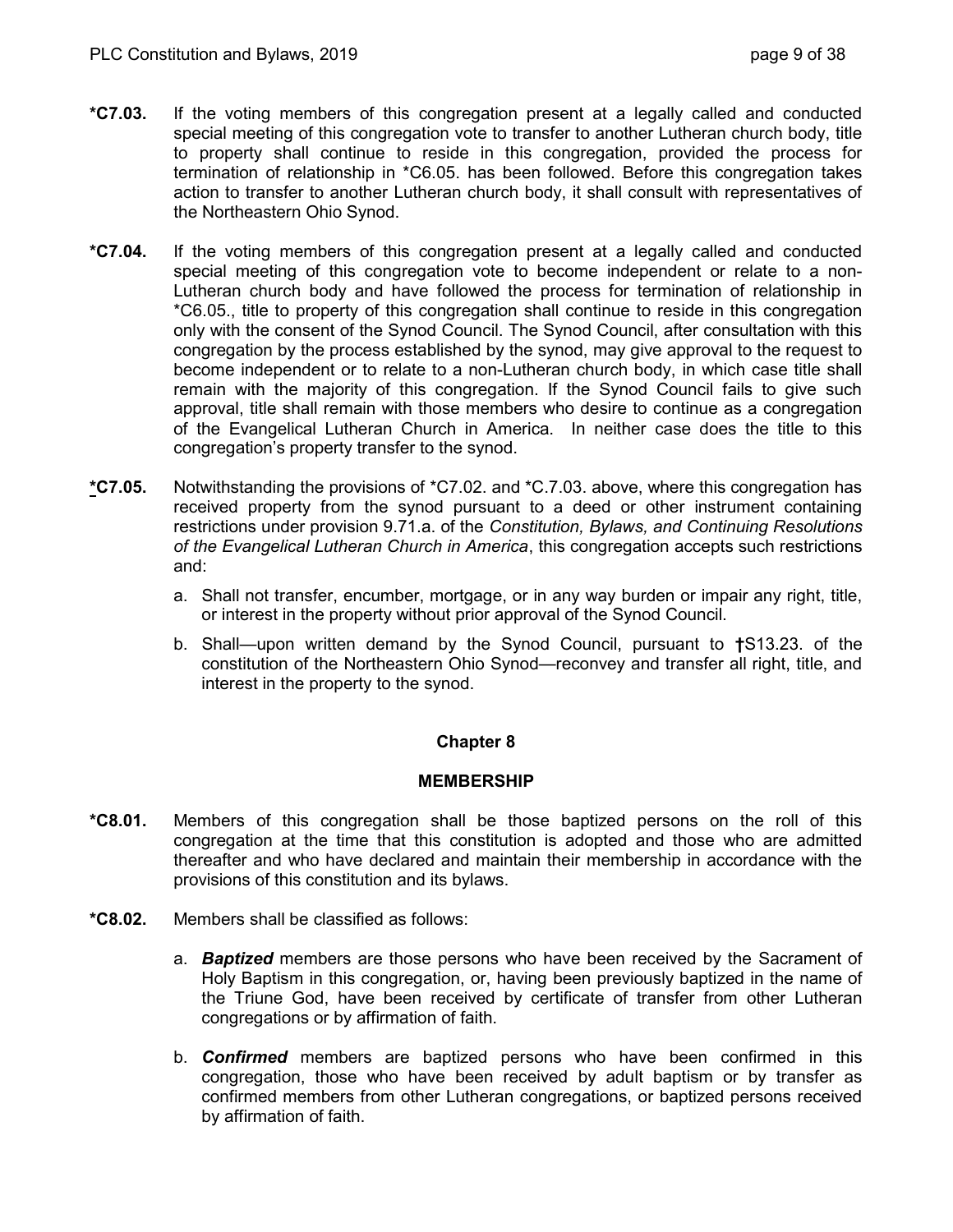**\*C7.03.** If the voting members of this congregation present at a legally called and conducted special meeting of this congregation vote to transfer to another Lutheran church body, title to property shall continue to reside in this congregation, provided the process for termination of relationship in *C6.05. has been followed. Before this congregation takes action to transfer to another Lutheran church body, it shall consult with representatives of the Northeastern Ohio Synod.

**\*C7.04.** If the voting members of this congregation present at a legally called and conducted special meeting of this congregation vote to become independent or relate to a non-Lutheran church body and have followed the process for termination of relationship in *C6.05., title to property of this congregation shall continue to reside in this congregation only with the consent of the Synod Council. The Synod Council, after consultation with this congregation by the process established by the synod, may give approval to the request to become independent or to relate to a non-Lutheran church body, in which case title shall remain with the majority of this congregation. If the Synod Council fails to give such approval, title shall remain with those members who desire to continue as a congregation of the Evangelical Lutheran Church in America. In neither case does the title to this congregation's property transfer to the synod.

**\*C7.05.** Notwithstanding the provisions of *C7.02. and *C.7.03. above, where this congregation has received property from the synod pursuant to a deed or other instrument containing restrictions under provision 9.71.a. of the *Constitution, Bylaws, and Continuing Resolutions of the Evangelical Lutheran Church in America*, this congregation accepts such restrictions and:

a. Shall not transfer, encumber, mortgage, or in any way burden or impair any right, title, or interest in the property without prior approval of the Synod Council.

b. Shall—upon written demand by the Synod Council, pursuant to †S13.23. of the constitution of the Northeastern Ohio Synod—reconvey and transfer all right, title, and interest in the property to the synod.

## Chapter 8

## MEMBERSHIP

**\*C8.01.** Members of this congregation shall be those baptized persons on the roll of this congregation at the time that this constitution is adopted and those who are admitted thereafter and who have declared and maintain their membership in accordance with the provisions of this constitution and its bylaws.

**\*C8.02.** Members shall be classified as follows:

a. ***Baptized*** members are those persons who have been received by the Sacrament of Holy Baptism in this congregation, or, having been previously baptized in the name of the Triune God, have been received by certificate of transfer from other Lutheran congregations or by affirmation of faith.

b. ***Confirmed*** members are baptized persons who have been confirmed in this congregation, those who have been received by adult baptism or by transfer as confirmed members from other Lutheran congregations, or baptized persons received by affirmation of faith.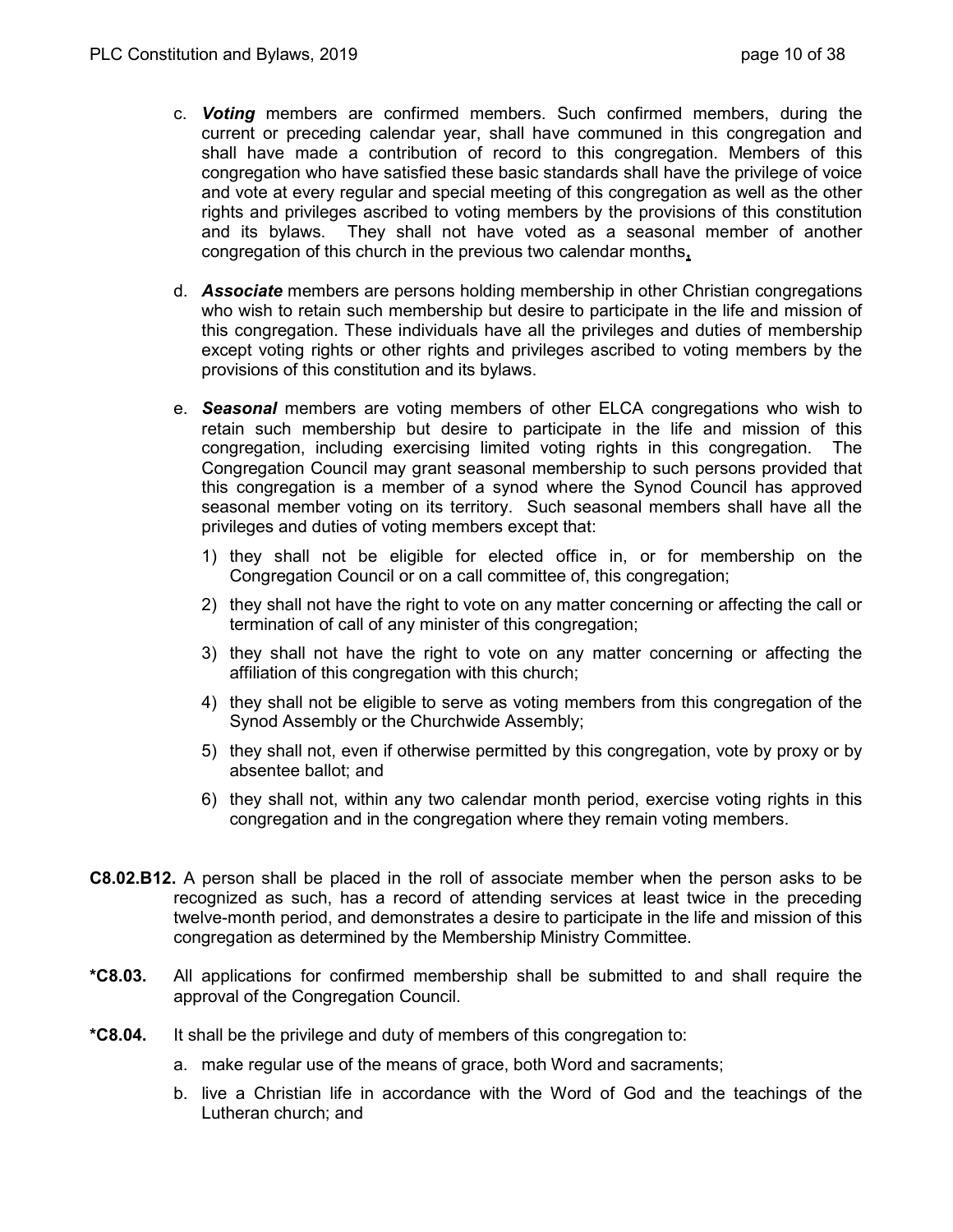c. ***Voting*** members are confirmed members. Such confirmed members, during the current or preceding calendar year, shall have communed in this congregation and shall have made a contribution of record to this congregation. Members of this congregation who have satisfied these basic standards shall have the privilege of voice and vote at every regular and special meeting of this congregation as well as the other rights and privileges ascribed to voting members by the provisions of this constitution and its bylaws. They shall not have voted as a seasonal member of another congregation of this church in the previous two calendar months.

d. ***Associate*** members are persons holding membership in other Christian congregations who wish to retain such membership but desire to participate in the life and mission of this congregation. These individuals have all the privileges and duties of membership except voting rights or other rights and privileges ascribed to voting members by the provisions of this constitution and its bylaws.

e. ***Seasonal*** members are voting members of other ELCA congregations who wish to retain such membership but desire to participate in the life and mission of this congregation, including exercising limited voting rights in this congregation. The Congregation Council may grant seasonal membership to such persons provided that this congregation is a member of a synod where the Synod Council has approved seasonal member voting on its territory. Such seasonal members shall have all the privileges and duties of voting members except that:

1) they shall not be eligible for elected office in, or for membership on the Congregation Council or on a call committee of, this congregation;
2) they shall not have the right to vote on any matter concerning or affecting the call or termination of call of any minister of this congregation;
3) they shall not have the right to vote on any matter concerning or affecting the affiliation of this congregation with this church;
4) they shall not be eligible to serve as voting members from this congregation of the Synod Assembly or the Churchwide Assembly;
5) they shall not, even if otherwise permitted by this congregation, vote by proxy or by absentee ballot; and
6) they shall not, within any two calendar month period, exercise voting rights in this congregation and in the congregation where they remain voting members.

**C8.02.B12.** A person shall be placed in the roll of associate member when the person asks to be recognized as such, has a record of attending services at least twice in the preceding twelve-month period, and demonstrates a desire to participate in the life and mission of this congregation as determined by the Membership Ministry Committee.

**\*C8.03.** All applications for confirmed membership shall be submitted to and shall require the approval of the Congregation Council.

**\*C8.04.** It shall be the privilege and duty of members of this congregation to:

a. make regular use of the means of grace, both Word and sacraments;

b. live a Christian life in accordance with the Word of God and the teachings of the Lutheran church; and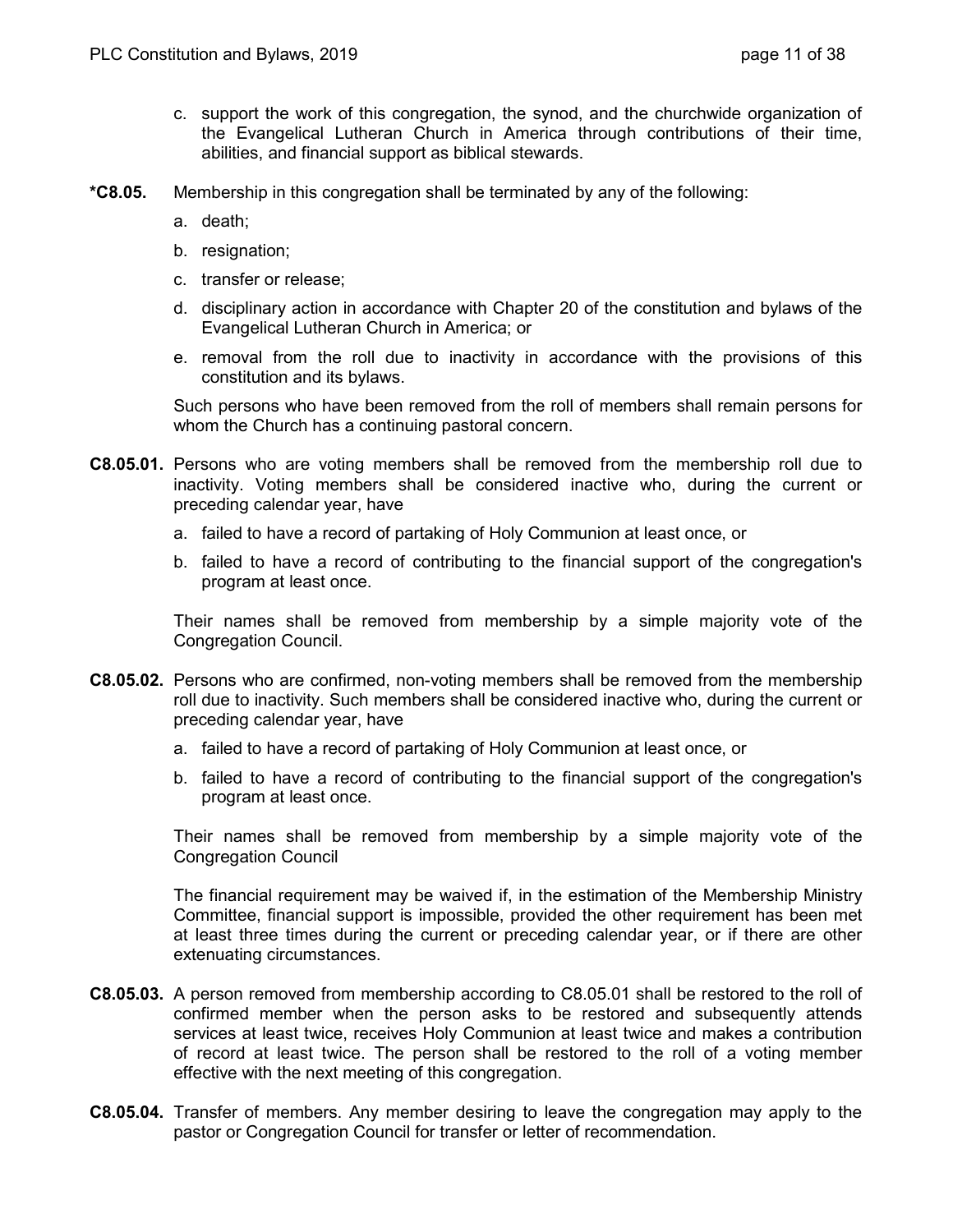c. support the work of this congregation, the synod, and the churchwide organization of the Evangelical Lutheran Church in America through contributions of their time, abilities, and financial support as biblical stewards.

**\*C8.05.** Membership in this congregation shall be terminated by any of the following:

a. death;

b. resignation;

c. transfer or release;

d. disciplinary action in accordance with Chapter 20 of the constitution and bylaws of the Evangelical Lutheran Church in America; or

e. removal from the roll due to inactivity in accordance with the provisions of this constitution and its bylaws.

Such persons who have been removed from the roll of members shall remain persons for whom the Church has a continuing pastoral concern.

**C8.05.01.** Persons who are voting members shall be removed from the membership roll due to inactivity. Voting members shall be considered inactive who, during the current or preceding calendar year, have

a. failed to have a record of partaking of Holy Communion at least once, or

b. failed to have a record of contributing to the financial support of the congregation's program at least once.

Their names shall be removed from membership by a simple majority vote of the Congregation Council.

**C8.05.02.** Persons who are confirmed, non-voting members shall be removed from the membership roll due to inactivity. Such members shall be considered inactive who, during the current or preceding calendar year, have

a. failed to have a record of partaking of Holy Communion at least once, or

b. failed to have a record of contributing to the financial support of the congregation's program at least once.

Their names shall be removed from membership by a simple majority vote of the Congregation Council

The financial requirement may be waived if, in the estimation of the Membership Ministry Committee, financial support is impossible, provided the other requirement has been met at least three times during the current or preceding calendar year, or if there are other extenuating circumstances.

**C8.05.03.** A person removed from membership according to C8.05.01 shall be restored to the roll of confirmed member when the person asks to be restored and subsequently attends services at least twice, receives Holy Communion at least twice and makes a contribution of record at least twice. The person shall be restored to the roll of a voting member effective with the next meeting of this congregation.

**C8.05.04.** Transfer of members. Any member desiring to leave the congregation may apply to the pastor or Congregation Council for transfer or letter of recommendation.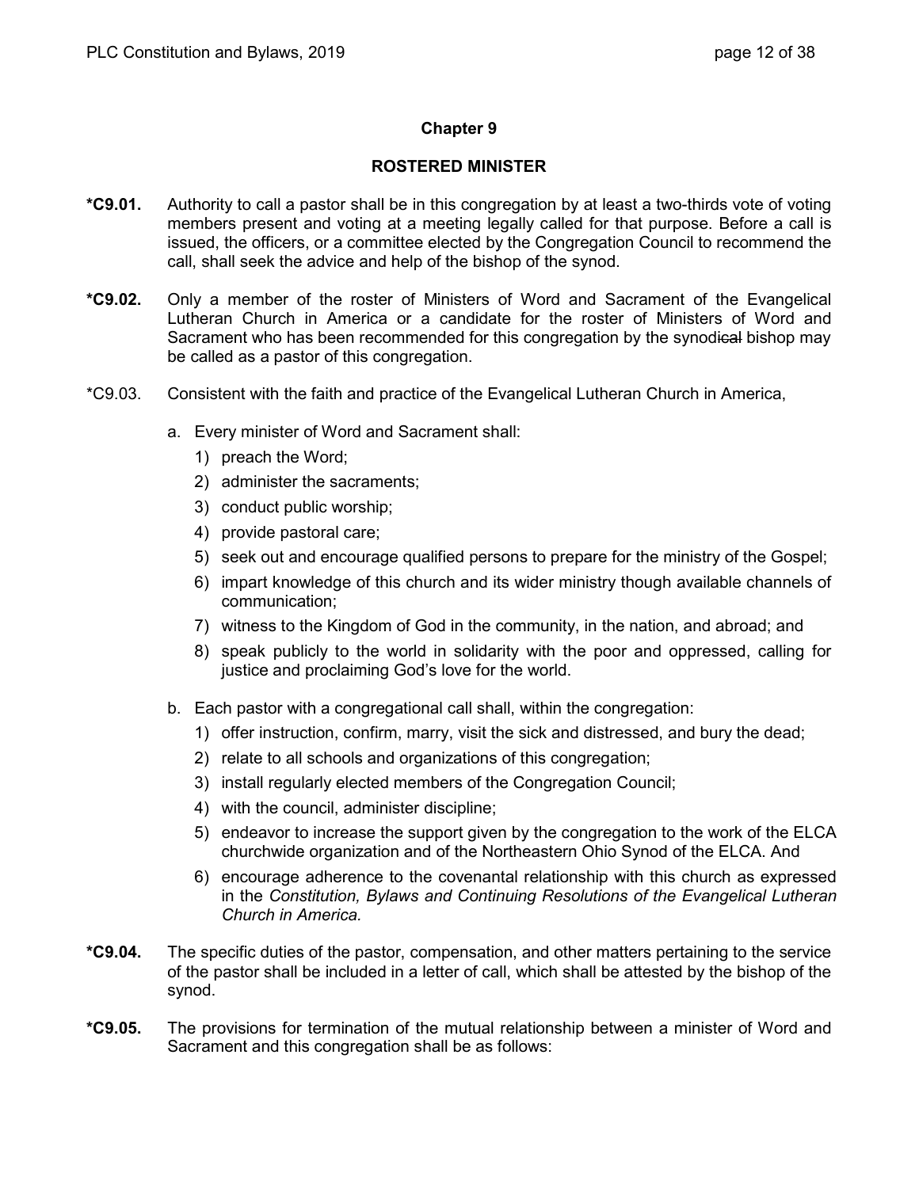## Chapter 9

### ROSTERED MINISTER

**\*C9.01.** Authority to call a pastor shall be in this congregation by at least a two-thirds vote of voting members present and voting at a meeting legally called for that purpose. Before a call is issued, the officers, or a committee elected by the Congregation Council to recommend the call, shall seek the advice and help of the bishop of the synod.

**\*C9.02.** Only a member of the roster of Ministers of Word and Sacrament of the Evangelical Lutheran Church in America or a candidate for the roster of Ministers of Word and Sacrament who has been recommended for this congregation by the synod~~ical~~ bishop may be called as a pastor of this congregation.

\*C9.03. Consistent with the faith and practice of the Evangelical Lutheran Church in America,

a. Every minister of Word and Sacrament shall:
   1) preach the Word;
   2) administer the sacraments;
   3) conduct public worship;
   4) provide pastoral care;
   5) seek out and encourage qualified persons to prepare for the ministry of the Gospel;
   6) impart knowledge of this church and its wider ministry though available channels of communication;
   7) witness to the Kingdom of God in the community, in the nation, and abroad; and
   8) speak publicly to the world in solidarity with the poor and oppressed, calling for justice and proclaiming God's love for the world.

b. Each pastor with a congregational call shall, within the congregation:
   1) offer instruction, confirm, marry, visit the sick and distressed, and bury the dead;
   2) relate to all schools and organizations of this congregation;
   3) install regularly elected members of the Congregation Council;
   4) with the council, administer discipline;
   5) endeavor to increase the support given by the congregation to the work of the ELCA churchwide organization and of the Northeastern Ohio Synod of the ELCA. And
   6) encourage adherence to the covenantal relationship with this church as expressed in the *Constitution, Bylaws and Continuing Resolutions of the Evangelical Lutheran Church in America.*

**\*C9.04.** The specific duties of the pastor, compensation, and other matters pertaining to the service of the pastor shall be included in a letter of call, which shall be attested by the bishop of the synod.

**\*C9.05.** The provisions for termination of the mutual relationship between a minister of Word and Sacrament and this congregation shall be as follows: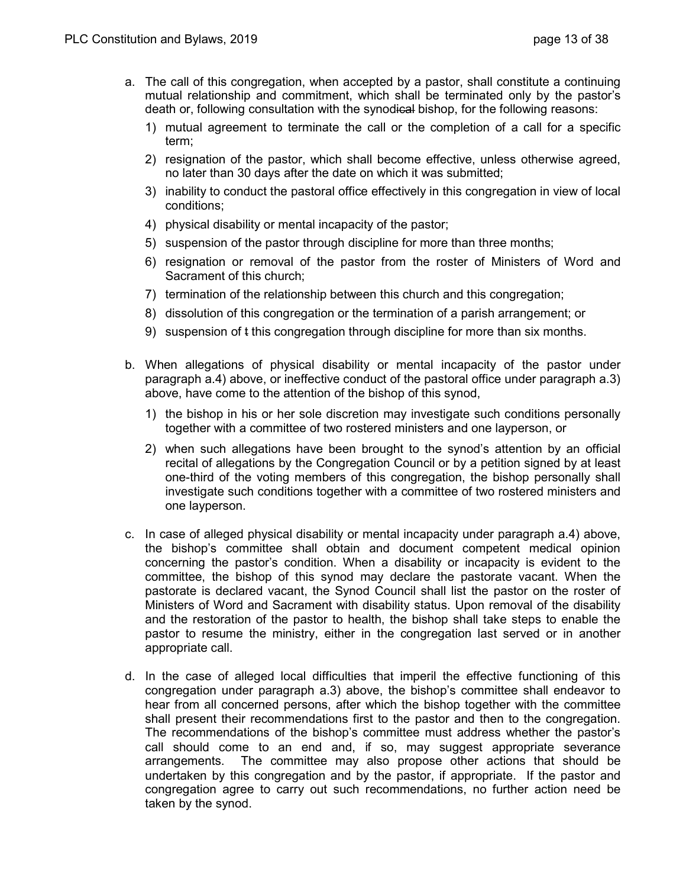a. The call of this congregation, when accepted by a pastor, shall constitute a continuing mutual relationship and commitment, which shall be terminated only by the pastor's death or, following consultation with the synod~~ical~~ bishop, for the following reasons:

   1) mutual agreement to terminate the call or the completion of a call for a specific term;
   2) resignation of the pastor, which shall become effective, unless otherwise agreed, no later than 30 days after the date on which it was submitted;
   3) inability to conduct the pastoral office effectively in this congregation in view of local conditions;
   4) physical disability or mental incapacity of the pastor;
   5) suspension of the pastor through discipline for more than three months;
   6) resignation or removal of the pastor from the roster of Ministers of Word and Sacrament of this church;
   7) termination of the relationship between this church and this congregation;
   8) dissolution of this congregation or the termination of a parish arrangement; or
   9) suspension of ~~t~~ this congregation through discipline for more than six months.

b. When allegations of physical disability or mental incapacity of the pastor under paragraph a.4) above, or ineffective conduct of the pastoral office under paragraph a.3) above, have come to the attention of the bishop of this synod,

   1) the bishop in his or her sole discretion may investigate such conditions personally together with a committee of two rostered ministers and one layperson, or
   2) when such allegations have been brought to the synod's attention by an official recital of allegations by the Congregation Council or by a petition signed by at least one-third of the voting members of this congregation, the bishop personally shall investigate such conditions together with a committee of two rostered ministers and one layperson.

c. In case of alleged physical disability or mental incapacity under paragraph a.4) above, the bishop's committee shall obtain and document competent medical opinion concerning the pastor's condition. When a disability or incapacity is evident to the committee, the bishop of this synod may declare the pastorate vacant. When the pastorate is declared vacant, the Synod Council shall list the pastor on the roster of Ministers of Word and Sacrament with disability status. Upon removal of the disability and the restoration of the pastor to health, the bishop shall take steps to enable the pastor to resume the ministry, either in the congregation last served or in another appropriate call.

d. In the case of alleged local difficulties that imperil the effective functioning of this congregation under paragraph a.3) above, the bishop's committee shall endeavor to hear from all concerned persons, after which the bishop together with the committee shall present their recommendations first to the pastor and then to the congregation. The recommendations of the bishop's committee must address whether the pastor's call should come to an end and, if so, may suggest appropriate severance arrangements. The committee may also propose other actions that should be undertaken by this congregation and by the pastor, if appropriate. If the pastor and congregation agree to carry out such recommendations, no further action need be taken by the synod.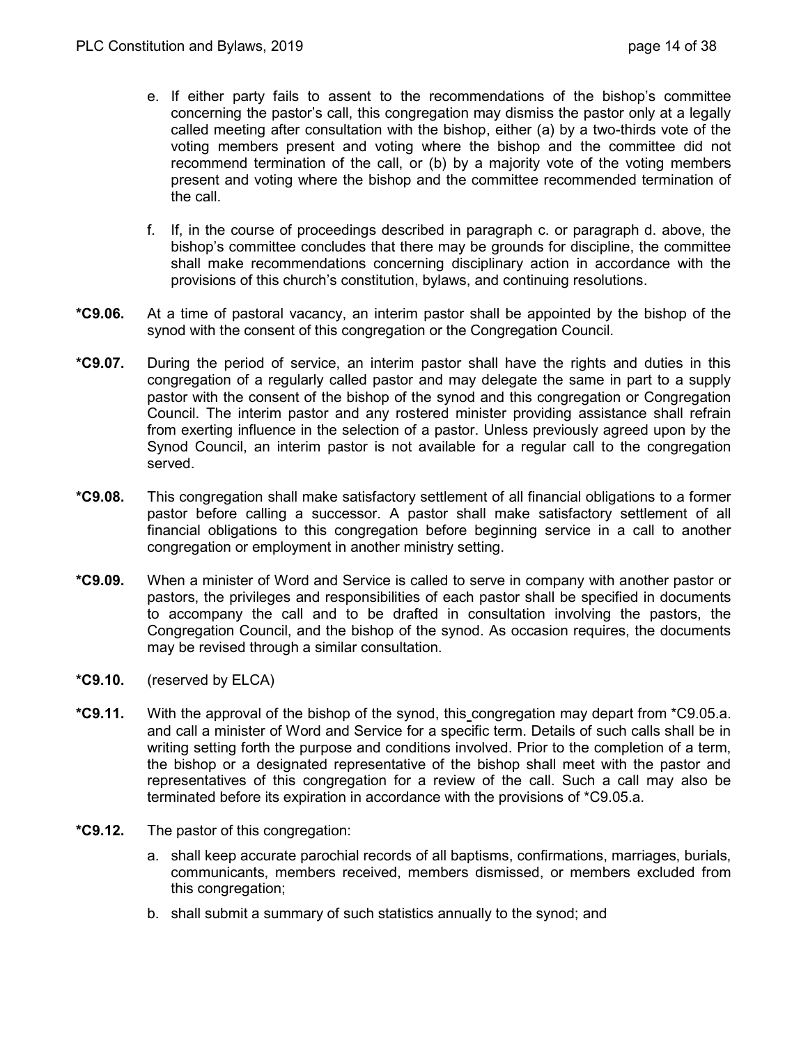e. If either party fails to assent to the recommendations of the bishop's committee concerning the pastor's call, this congregation may dismiss the pastor only at a legally called meeting after consultation with the bishop, either (a) by a two-thirds vote of the voting members present and voting where the bishop and the committee did not recommend termination of the call, or (b) by a majority vote of the voting members present and voting where the bishop and the committee recommended termination of the call.

f. If, in the course of proceedings described in paragraph c. or paragraph d. above, the bishop's committee concludes that there may be grounds for discipline, the committee shall make recommendations concerning disciplinary action in accordance with the provisions of this church's constitution, bylaws, and continuing resolutions.

**\*C9.06.** At a time of pastoral vacancy, an interim pastor shall be appointed by the bishop of the synod with the consent of this congregation or the Congregation Council.

**\*C9.07.** During the period of service, an interim pastor shall have the rights and duties in this congregation of a regularly called pastor and may delegate the same in part to a supply pastor with the consent of the bishop of the synod and this congregation or Congregation Council. The interim pastor and any rostered minister providing assistance shall refrain from exerting influence in the selection of a pastor. Unless previously agreed upon by the Synod Council, an interim pastor is not available for a regular call to the congregation served.

**\*C9.08.** This congregation shall make satisfactory settlement of all financial obligations to a former pastor before calling a successor. A pastor shall make satisfactory settlement of all financial obligations to this congregation before beginning service in a call to another congregation or employment in another ministry setting.

**\*C9.09.** When a minister of Word and Service is called to serve in company with another pastor or pastors, the privileges and responsibilities of each pastor shall be specified in documents to accompany the call and to be drafted in consultation involving the pastors, the Congregation Council, and the bishop of the synod. As occasion requires, the documents may be revised through a similar consultation.

**\*C9.10.** (reserved by ELCA)

**\*C9.11.** With the approval of the bishop of the synod, this congregation may depart from *C9.05.a. and call a minister of Word and Service for a specific term. Details of such calls shall be in writing setting forth the purpose and conditions involved. Prior to the completion of a term, the bishop or a designated representative of the bishop shall meet with the pastor and representatives of this congregation for a review of the call. Such a call may also be terminated before its expiration in accordance with the provisions of *C9.05.a.

**\*C9.12.** The pastor of this congregation:

a. shall keep accurate parochial records of all baptisms, confirmations, marriages, burials, communicants, members received, members dismissed, or members excluded from this congregation;

b. shall submit a summary of such statistics annually to the synod; and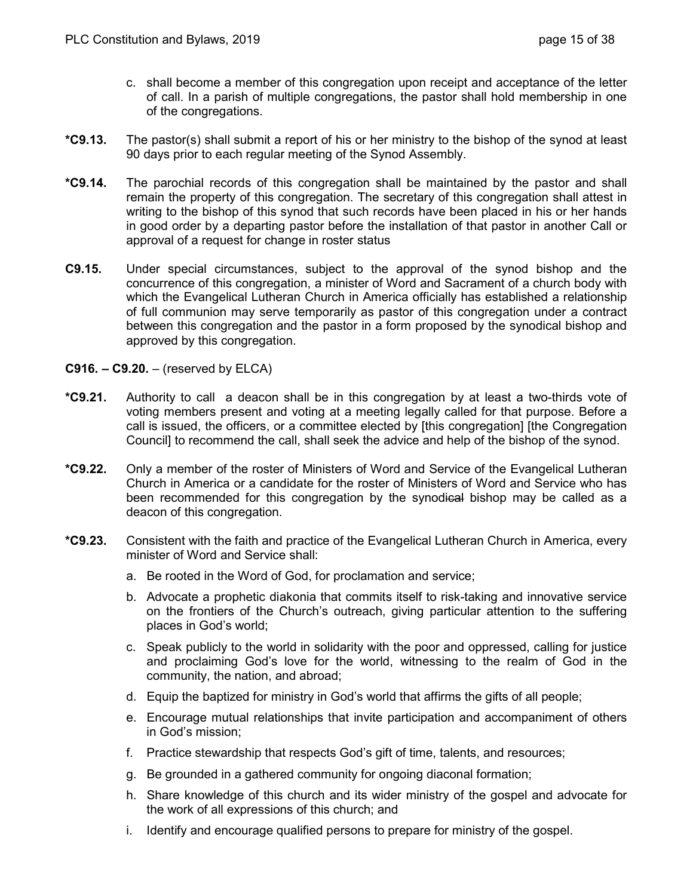c. shall become a member of this congregation upon receipt and acceptance of the letter of call. In a parish of multiple congregations, the pastor shall hold membership in one of the congregations.

**\*C9.13.** The pastor(s) shall submit a report of his or her ministry to the bishop of the synod at least 90 days prior to each regular meeting of the Synod Assembly.

**\*C9.14.** The parochial records of this congregation shall be maintained by the pastor and shall remain the property of this congregation. The secretary of this congregation shall attest in writing to the bishop of this synod that such records have been placed in his or her hands in good order by a departing pastor before the installation of that pastor in another Call or approval of a request for change in roster status

**C9.15.** Under special circumstances, subject to the approval of the synod bishop and the concurrence of this congregation, a minister of Word and Sacrament of a church body with which the Evangelical Lutheran Church in America officially has established a relationship of full communion may serve temporarily as pastor of this congregation under a contract between this congregation and the pastor in a form proposed by the synodical bishop and approved by this congregation.

**C916. – C9.20.** – (reserved by ELCA)

**\*C9.21.** Authority to call a deacon shall be in this congregation by at least a two-thirds vote of voting members present and voting at a meeting legally called for that purpose. Before a call is issued, the officers, or a committee elected by [this congregation] [the Congregation Council] to recommend the call, shall seek the advice and help of the bishop of the synod.

**\*C9.22.** Only a member of the roster of Ministers of Word and Service of the Evangelical Lutheran Church in America or a candidate for the roster of Ministers of Word and Service who has been recommended for this congregation by the synod~~ical~~ bishop may be called as a deacon of this congregation.

**\*C9.23.** Consistent with the faith and practice of the Evangelical Lutheran Church in America, every minister of Word and Service shall:

a. Be rooted in the Word of God, for proclamation and service;

b. Advocate a prophetic diakonia that commits itself to risk-taking and innovative service on the frontiers of the Church's outreach, giving particular attention to the suffering places in God's world;

c. Speak publicly to the world in solidarity with the poor and oppressed, calling for justice and proclaiming God's love for the world, witnessing to the realm of God in the community, the nation, and abroad;

d. Equip the baptized for ministry in God's world that affirms the gifts of all people;

e. Encourage mutual relationships that invite participation and accompaniment of others in God's mission;

f. Practice stewardship that respects God's gift of time, talents, and resources;

g. Be grounded in a gathered community for ongoing diaconal formation;

h. Share knowledge of this church and its wider ministry of the gospel and advocate for the work of all expressions of this church; and

i. Identify and encourage qualified persons to prepare for ministry of the gospel.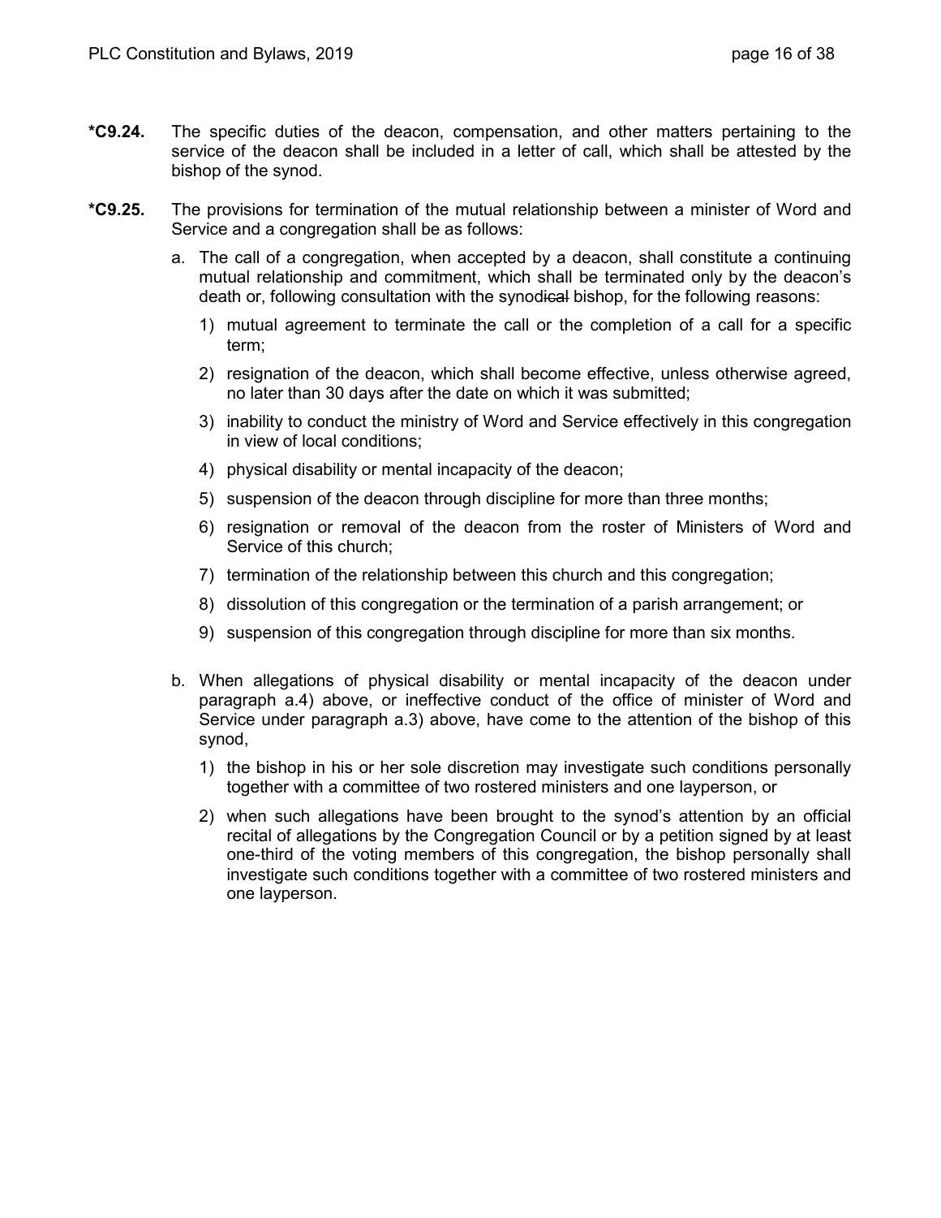**\*C9.24.** The specific duties of the deacon, compensation, and other matters pertaining to the service of the deacon shall be included in a letter of call, which shall be attested by the bishop of the synod.

**\*C9.25.** The provisions for termination of the mutual relationship between a minister of Word and Service and a congregation shall be as follows:

a. The call of a congregation, when accepted by a deacon, shall constitute a continuing mutual relationship and commitment, which shall be terminated only by the deacon's death or, following consultation with the synod~~ical~~ bishop, for the following reasons:

   1) mutual agreement to terminate the call or the completion of a call for a specific term;
   2) resignation of the deacon, which shall become effective, unless otherwise agreed, no later than 30 days after the date on which it was submitted;
   3) inability to conduct the ministry of Word and Service effectively in this congregation in view of local conditions;
   4) physical disability or mental incapacity of the deacon;
   5) suspension of the deacon through discipline for more than three months;
   6) resignation or removal of the deacon from the roster of Ministers of Word and Service of this church;
   7) termination of the relationship between this church and this congregation;
   8) dissolution of this congregation or the termination of a parish arrangement; or
   9) suspension of this congregation through discipline for more than six months.

b. When allegations of physical disability or mental incapacity of the deacon under paragraph a.4) above, or ineffective conduct of the office of minister of Word and Service under paragraph a.3) above, have come to the attention of the bishop of this synod,

   1) the bishop in his or her sole discretion may investigate such conditions personally together with a committee of two rostered ministers and one layperson, or
   2) when such allegations have been brought to the synod's attention by an official recital of allegations by the Congregation Council or by a petition signed by at least one-third of the voting members of this congregation, the bishop personally shall investigate such conditions together with a committee of two rostered ministers and one layperson.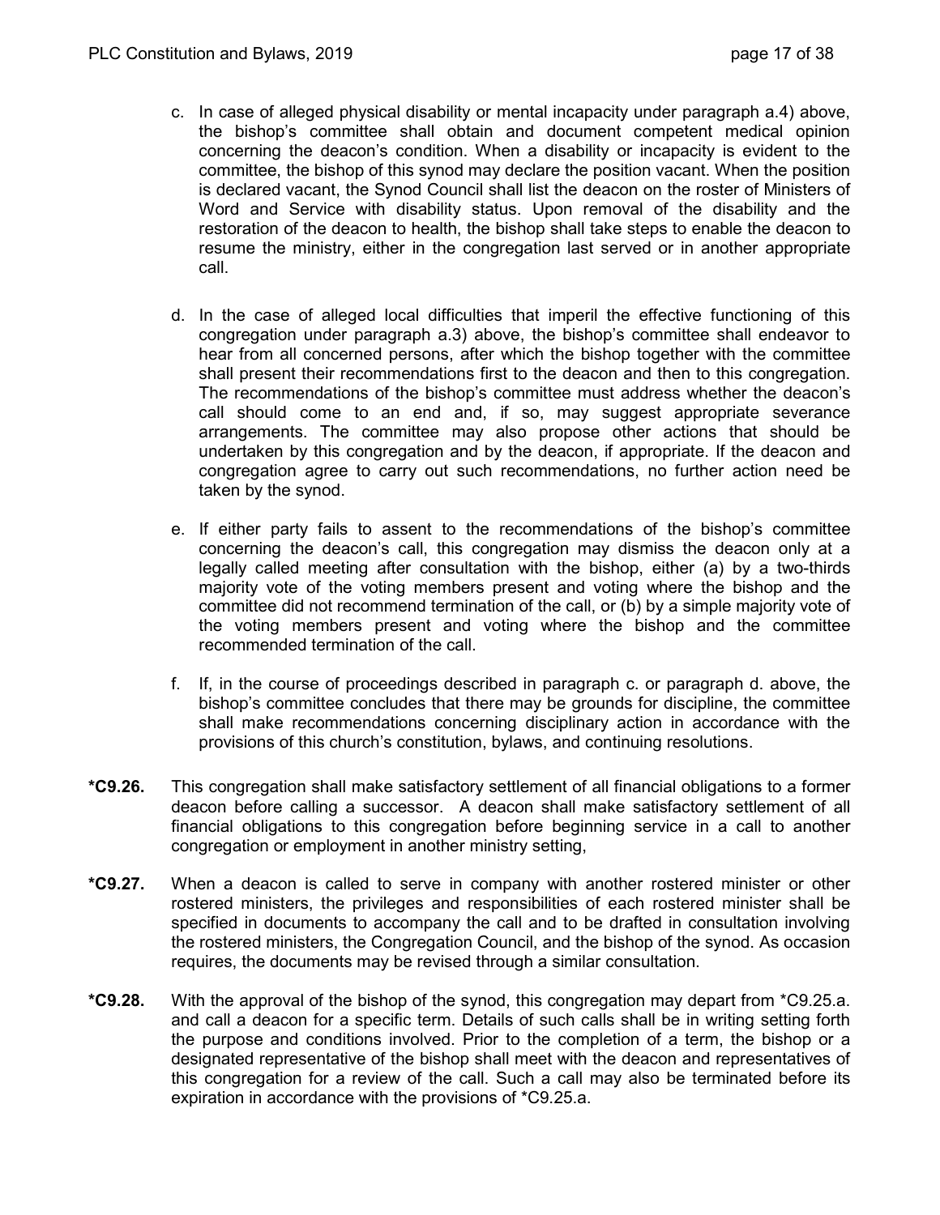c. In case of alleged physical disability or mental incapacity under paragraph a.4) above, the bishop's committee shall obtain and document competent medical opinion concerning the deacon's condition. When a disability or incapacity is evident to the committee, the bishop of this synod may declare the position vacant. When the position is declared vacant, the Synod Council shall list the deacon on the roster of Ministers of Word and Service with disability status. Upon removal of the disability and the restoration of the deacon to health, the bishop shall take steps to enable the deacon to resume the ministry, either in the congregation last served or in another appropriate call.

d. In the case of alleged local difficulties that imperil the effective functioning of this congregation under paragraph a.3) above, the bishop's committee shall endeavor to hear from all concerned persons, after which the bishop together with the committee shall present their recommendations first to the deacon and then to this congregation. The recommendations of the bishop's committee must address whether the deacon's call should come to an end and, if so, may suggest appropriate severance arrangements. The committee may also propose other actions that should be undertaken by this congregation and by the deacon, if appropriate. If the deacon and congregation agree to carry out such recommendations, no further action need be taken by the synod.

e. If either party fails to assent to the recommendations of the bishop's committee concerning the deacon's call, this congregation may dismiss the deacon only at a legally called meeting after consultation with the bishop, either (a) by a two-thirds majority vote of the voting members present and voting where the bishop and the committee did not recommend termination of the call, or (b) by a simple majority vote of the voting members present and voting where the bishop and the committee recommended termination of the call.

f. If, in the course of proceedings described in paragraph c. or paragraph d. above, the bishop's committee concludes that there may be grounds for discipline, the committee shall make recommendations concerning disciplinary action in accordance with the provisions of this church's constitution, bylaws, and continuing resolutions.

**\*C9.26.** This congregation shall make satisfactory settlement of all financial obligations to a former deacon before calling a successor. A deacon shall make satisfactory settlement of all financial obligations to this congregation before beginning service in a call to another congregation or employment in another ministry setting,

**\*C9.27.** When a deacon is called to serve in company with another rostered minister or other rostered ministers, the privileges and responsibilities of each rostered minister shall be specified in documents to accompany the call and to be drafted in consultation involving the rostered ministers, the Congregation Council, and the bishop of the synod. As occasion requires, the documents may be revised through a similar consultation.

**\*C9.28.** With the approval of the bishop of the synod, this congregation may depart from \*C9.25.a. and call a deacon for a specific term. Details of such calls shall be in writing setting forth the purpose and conditions involved. Prior to the completion of a term, the bishop or a designated representative of the bishop shall meet with the deacon and representatives of this congregation for a review of the call. Such a call may also be terminated before its expiration in accordance with the provisions of \*C9.25.a.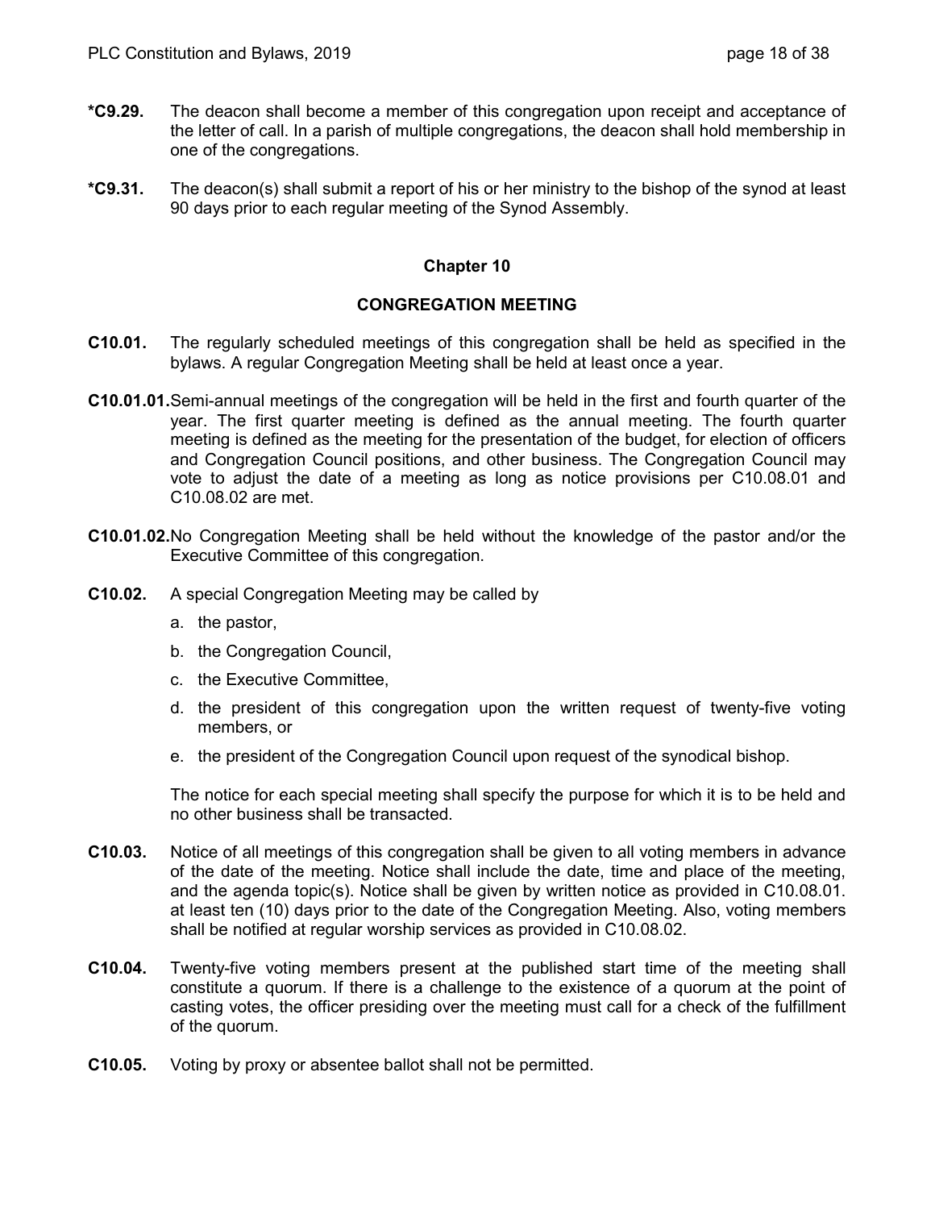**\*C9.29.** The deacon shall become a member of this congregation upon receipt and acceptance of the letter of call. In a parish of multiple congregations, the deacon shall hold membership in one of the congregations.

**\*C9.31.** The deacon(s) shall submit a report of his or her ministry to the bishop of the synod at least 90 days prior to each regular meeting of the Synod Assembly.

## Chapter 10

## CONGREGATION MEETING

**C10.01.** The regularly scheduled meetings of this congregation shall be held as specified in the bylaws. A regular Congregation Meeting shall be held at least once a year.

**C10.01.01.** Semi-annual meetings of the congregation will be held in the first and fourth quarter of the year. The first quarter meeting is defined as the annual meeting. The fourth quarter meeting is defined as the meeting for the presentation of the budget, for election of officers and Congregation Council positions, and other business. The Congregation Council may vote to adjust the date of a meeting as long as notice provisions per C10.08.01 and C10.08.02 are met.

**C10.01.02.** No Congregation Meeting shall be held without the knowledge of the pastor and/or the Executive Committee of this congregation.

**C10.02.** A special Congregation Meeting may be called by

a. the pastor,

b. the Congregation Council,

c. the Executive Committee,

d. the president of this congregation upon the written request of twenty-five voting members, or

e. the president of the Congregation Council upon request of the synodical bishop.

The notice for each special meeting shall specify the purpose for which it is to be held and no other business shall be transacted.

**C10.03.** Notice of all meetings of this congregation shall be given to all voting members in advance of the date of the meeting. Notice shall include the date, time and place of the meeting, and the agenda topic(s). Notice shall be given by written notice as provided in C10.08.01. at least ten (10) days prior to the date of the Congregation Meeting. Also, voting members shall be notified at regular worship services as provided in C10.08.02.

**C10.04.** Twenty-five voting members present at the published start time of the meeting shall constitute a quorum. If there is a challenge to the existence of a quorum at the point of casting votes, the officer presiding over the meeting must call for a check of the fulfillment of the quorum.

**C10.05.** Voting by proxy or absentee ballot shall not be permitted.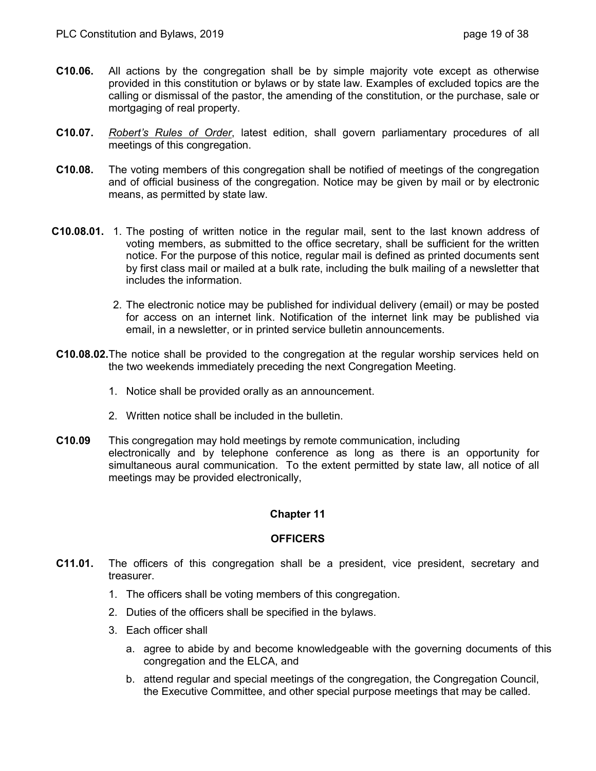**C10.06.** All actions by the congregation shall be by simple majority vote except as otherwise provided in this constitution or bylaws or by state law. Examples of excluded topics are the calling or dismissal of the pastor, the amending of the constitution, or the purchase, sale or mortgaging of real property.

**C10.07.** *Robert's Rules of Order*, latest edition, shall govern parliamentary procedures of all meetings of this congregation.

**C10.08.** The voting members of this congregation shall be notified of meetings of the congregation and of official business of the congregation. Notice may be given by mail or by electronic means, as permitted by state law.

**C10.08.01.** 1. The posting of written notice in the regular mail, sent to the last known address of voting members, as submitted to the office secretary, shall be sufficient for the written notice. For the purpose of this notice, regular mail is defined as printed documents sent by first class mail or mailed at a bulk rate, including the bulk mailing of a newsletter that includes the information.

2. The electronic notice may be published for individual delivery (email) or may be posted for access on an internet link. Notification of the internet link may be published via email, in a newsletter, or in printed service bulletin announcements.

**C10.08.02.** The notice shall be provided to the congregation at the regular worship services held on the two weekends immediately preceding the next Congregation Meeting.

1. Notice shall be provided orally as an announcement.
2. Written notice shall be included in the bulletin.

**C10.09** This congregation may hold meetings by remote communication, including electronically and by telephone conference as long as there is an opportunity for simultaneous aural communication. To the extent permitted by state law, all notice of all meetings may be provided electronically,

## Chapter 11

## OFFICERS

**C11.01.** The officers of this congregation shall be a president, vice president, secretary and treasurer.

1. The officers shall be voting members of this congregation.
2. Duties of the officers shall be specified in the bylaws.
3. Each officer shall
   a. agree to abide by and become knowledgeable with the governing documents of this congregation and the ELCA, and
   b. attend regular and special meetings of the congregation, the Congregation Council, the Executive Committee, and other special purpose meetings that may be called.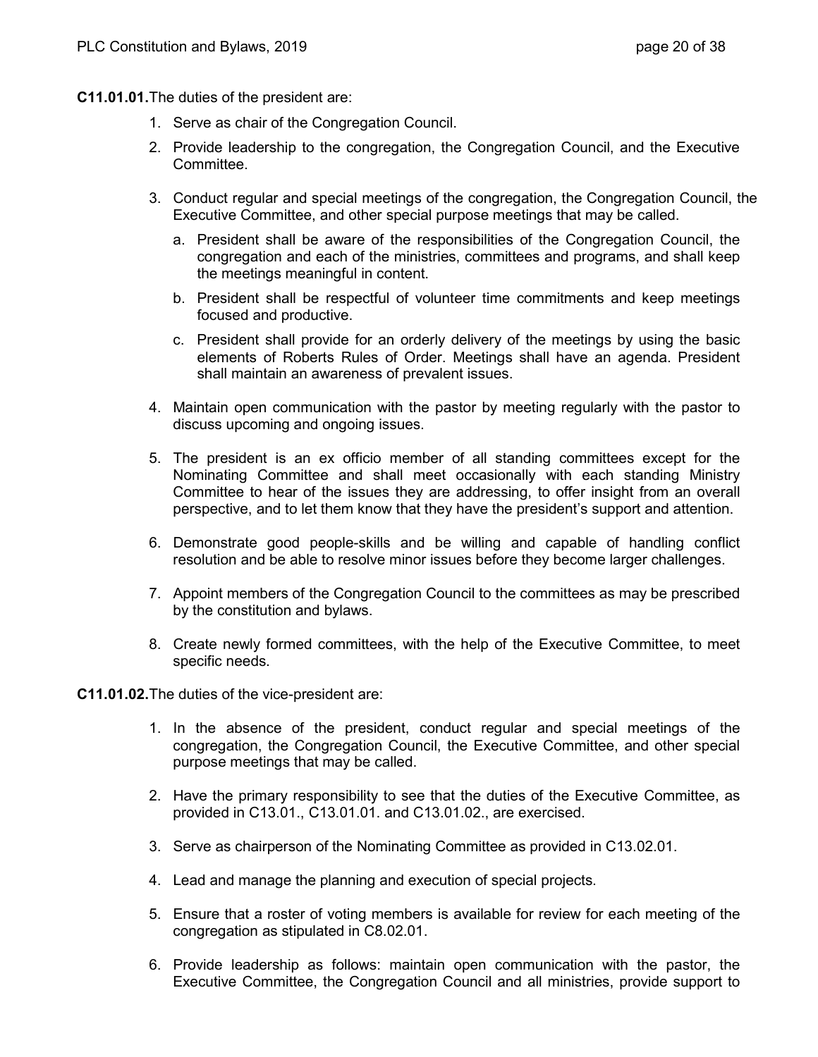**C11.01.01.** The duties of the president are:

1. Serve as chair of the Congregation Council.
2. Provide leadership to the congregation, the Congregation Council, and the Executive Committee.
3. Conduct regular and special meetings of the congregation, the Congregation Council, the Executive Committee, and other special purpose meetings that may be called.
   a. President shall be aware of the responsibilities of the Congregation Council, the congregation and each of the ministries, committees and programs, and shall keep the meetings meaningful in content.
   b. President shall be respectful of volunteer time commitments and keep meetings focused and productive.
   c. President shall provide for an orderly delivery of the meetings by using the basic elements of Roberts Rules of Order. Meetings shall have an agenda. President shall maintain an awareness of prevalent issues.
4. Maintain open communication with the pastor by meeting regularly with the pastor to discuss upcoming and ongoing issues.
5. The president is an ex officio member of all standing committees except for the Nominating Committee and shall meet occasionally with each standing Ministry Committee to hear of the issues they are addressing, to offer insight from an overall perspective, and to let them know that they have the president's support and attention.
6. Demonstrate good people-skills and be willing and capable of handling conflict resolution and be able to resolve minor issues before they become larger challenges.
7. Appoint members of the Congregation Council to the committees as may be prescribed by the constitution and bylaws.
8. Create newly formed committees, with the help of the Executive Committee, to meet specific needs.

**C11.01.02.** The duties of the vice-president are:

1. In the absence of the president, conduct regular and special meetings of the congregation, the Congregation Council, the Executive Committee, and other special purpose meetings that may be called.
2. Have the primary responsibility to see that the duties of the Executive Committee, as provided in C13.01., C13.01.01. and C13.01.02., are exercised.
3. Serve as chairperson of the Nominating Committee as provided in C13.02.01.
4. Lead and manage the planning and execution of special projects.
5. Ensure that a roster of voting members is available for review for each meeting of the congregation as stipulated in C8.02.01.
6. Provide leadership as follows: maintain open communication with the pastor, the Executive Committee, the Congregation Council and all ministries, provide support to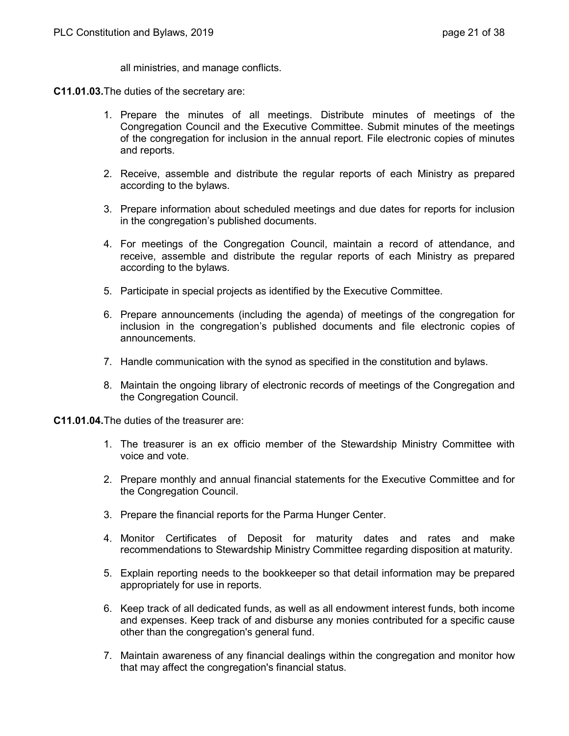all ministries, and manage conflicts.

**C11.01.03.** The duties of the secretary are:

1. Prepare the minutes of all meetings. Distribute minutes of meetings of the Congregation Council and the Executive Committee. Submit minutes of the meetings of the congregation for inclusion in the annual report. File electronic copies of minutes and reports.
2. Receive, assemble and distribute the regular reports of each Ministry as prepared according to the bylaws.
3. Prepare information about scheduled meetings and due dates for reports for inclusion in the congregation's published documents.
4. For meetings of the Congregation Council, maintain a record of attendance, and receive, assemble and distribute the regular reports of each Ministry as prepared according to the bylaws.
5. Participate in special projects as identified by the Executive Committee.
6. Prepare announcements (including the agenda) of meetings of the congregation for inclusion in the congregation's published documents and file electronic copies of announcements.
7. Handle communication with the synod as specified in the constitution and bylaws.
8. Maintain the ongoing library of electronic records of meetings of the Congregation and the Congregation Council.

**C11.01.04.** The duties of the treasurer are:

1. The treasurer is an ex officio member of the Stewardship Ministry Committee with voice and vote.
2. Prepare monthly and annual financial statements for the Executive Committee and for the Congregation Council.
3. Prepare the financial reports for the Parma Hunger Center.
4. Monitor Certificates of Deposit for maturity dates and rates and make recommendations to Stewardship Ministry Committee regarding disposition at maturity.
5. Explain reporting needs to the bookkeeper so that detail information may be prepared appropriately for use in reports.
6. Keep track of all dedicated funds, as well as all endowment interest funds, both income and expenses. Keep track of and disburse any monies contributed for a specific cause other than the congregation's general fund.
7. Maintain awareness of any financial dealings within the congregation and monitor how that may affect the congregation's financial status.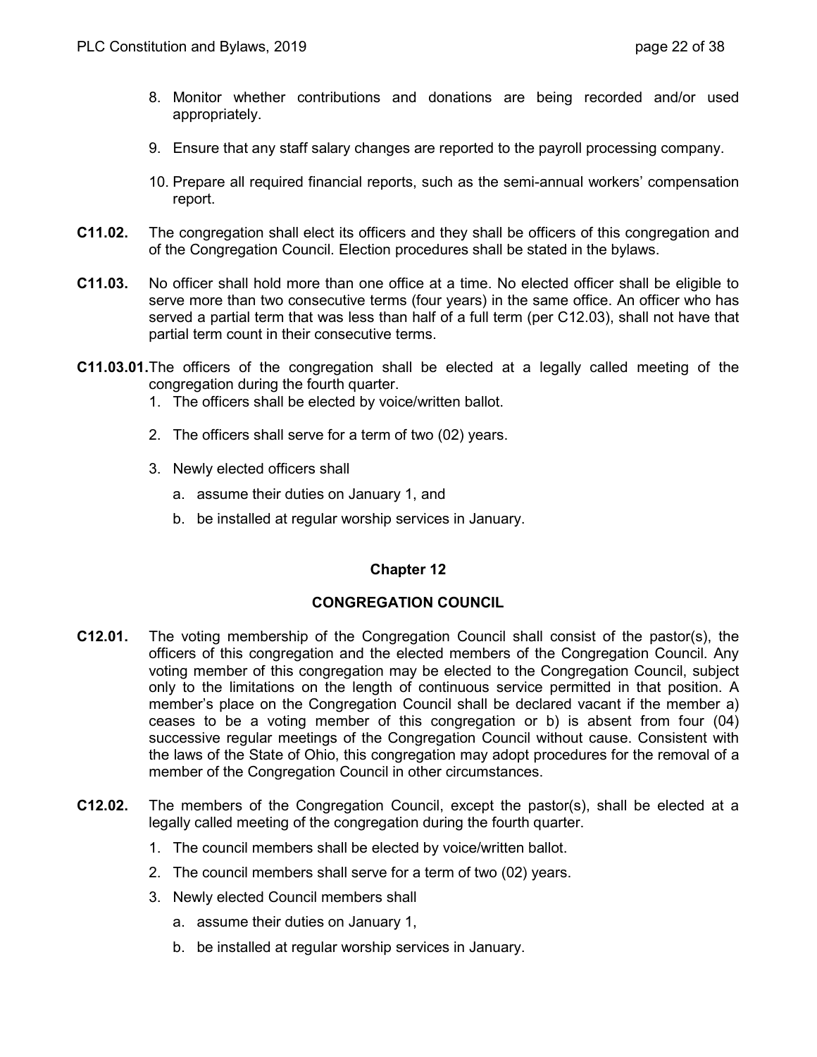8. Monitor whether contributions and donations are being recorded and/or used appropriately.

9. Ensure that any staff salary changes are reported to the payroll processing company.

10. Prepare all required financial reports, such as the semi-annual workers' compensation report.

**C11.02.** The congregation shall elect its officers and they shall be officers of this congregation and of the Congregation Council. Election procedures shall be stated in the bylaws.

**C11.03.** No officer shall hold more than one office at a time. No elected officer shall be eligible to serve more than two consecutive terms (four years) in the same office. An officer who has served a partial term that was less than half of a full term (per C12.03), shall not have that partial term count in their consecutive terms.

**C11.03.01.** The officers of the congregation shall be elected at a legally called meeting of the congregation during the fourth quarter.

1. The officers shall be elected by voice/written ballot.

2. The officers shall serve for a term of two (02) years.

3. Newly elected officers shall
   a. assume their duties on January 1, and
   b. be installed at regular worship services in January.

## Chapter 12

## CONGREGATION COUNCIL

**C12.01.** The voting membership of the Congregation Council shall consist of the pastor(s), the officers of this congregation and the elected members of the Congregation Council. Any voting member of this congregation may be elected to the Congregation Council, subject only to the limitations on the length of continuous service permitted in that position. A member's place on the Congregation Council shall be declared vacant if the member a) ceases to be a voting member of this congregation or b) is absent from four (04) successive regular meetings of the Congregation Council without cause. Consistent with the laws of the State of Ohio, this congregation may adopt procedures for the removal of a member of the Congregation Council in other circumstances.

**C12.02.** The members of the Congregation Council, except the pastor(s), shall be elected at a legally called meeting of the congregation during the fourth quarter.

1. The council members shall be elected by voice/written ballot.
2. The council members shall serve for a term of two (02) years.
3. Newly elected Council members shall
   a. assume their duties on January 1,
   b. be installed at regular worship services in January.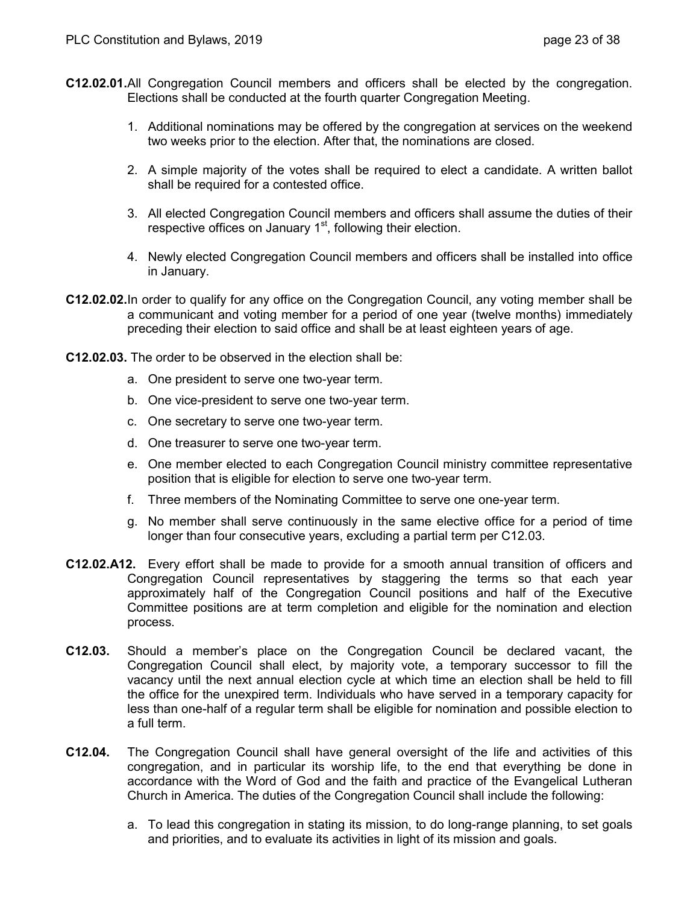**C12.02.01.** All Congregation Council members and officers shall be elected by the congregation. Elections shall be conducted at the fourth quarter Congregation Meeting.

1. Additional nominations may be offered by the congregation at services on the weekend two weeks prior to the election. After that, the nominations are closed.

2. A simple majority of the votes shall be required to elect a candidate. A written ballot shall be required for a contested office.

3. All elected Congregation Council members and officers shall assume the duties of their respective offices on January 1st, following their election.

4. Newly elected Congregation Council members and officers shall be installed into office in January.

**C12.02.02.** In order to qualify for any office on the Congregation Council, any voting member shall be a communicant and voting member for a period of one year (twelve months) immediately preceding their election to said office and shall be at least eighteen years of age.

**C12.02.03.** The order to be observed in the election shall be:

a. One president to serve one two-year term.

b. One vice-president to serve one two-year term.

c. One secretary to serve one two-year term.

d. One treasurer to serve one two-year term.

e. One member elected to each Congregation Council ministry committee representative position that is eligible for election to serve one two-year term.

f. Three members of the Nominating Committee to serve one one-year term.

g. No member shall serve continuously in the same elective office for a period of time longer than four consecutive years, excluding a partial term per C12.03.

**C12.02.A12.** Every effort shall be made to provide for a smooth annual transition of officers and Congregation Council representatives by staggering the terms so that each year approximately half of the Congregation Council positions and half of the Executive Committee positions are at term completion and eligible for the nomination and election process.

**C12.03.** Should a member's place on the Congregation Council be declared vacant, the Congregation Council shall elect, by majority vote, a temporary successor to fill the vacancy until the next annual election cycle at which time an election shall be held to fill the office for the unexpired term. Individuals who have served in a temporary capacity for less than one-half of a regular term shall be eligible for nomination and possible election to a full term.

**C12.04.** The Congregation Council shall have general oversight of the life and activities of this congregation, and in particular its worship life, to the end that everything be done in accordance with the Word of God and the faith and practice of the Evangelical Lutheran Church in America. The duties of the Congregation Council shall include the following:

a. To lead this congregation in stating its mission, to do long-range planning, to set goals and priorities, and to evaluate its activities in light of its mission and goals.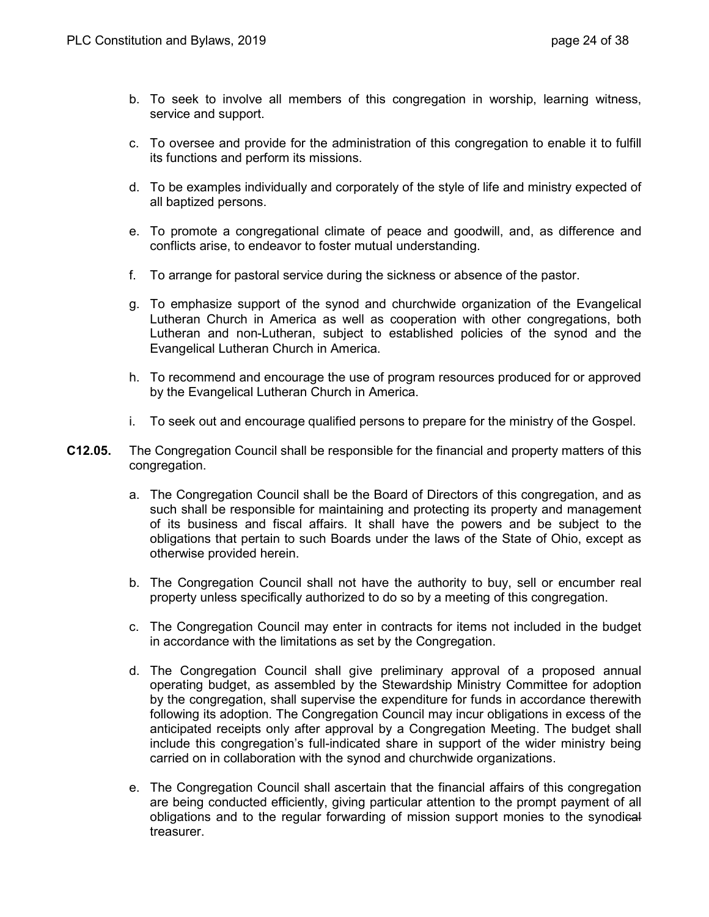b. To seek to involve all members of this congregation in worship, learning witness, service and support.

c. To oversee and provide for the administration of this congregation to enable it to fulfill its functions and perform its missions.

d. To be examples individually and corporately of the style of life and ministry expected of all baptized persons.

e. To promote a congregational climate of peace and goodwill, and, as difference and conflicts arise, to endeavor to foster mutual understanding.

f. To arrange for pastoral service during the sickness or absence of the pastor.

g. To emphasize support of the synod and churchwide organization of the Evangelical Lutheran Church in America as well as cooperation with other congregations, both Lutheran and non-Lutheran, subject to established policies of the synod and the Evangelical Lutheran Church in America.

h. To recommend and encourage the use of program resources produced for or approved by the Evangelical Lutheran Church in America.

i. To seek out and encourage qualified persons to prepare for the ministry of the Gospel.

**C12.05.** The Congregation Council shall be responsible for the financial and property matters of this congregation.

a. The Congregation Council shall be the Board of Directors of this congregation, and as such shall be responsible for maintaining and protecting its property and management of its business and fiscal affairs. It shall have the powers and be subject to the obligations that pertain to such Boards under the laws of the State of Ohio, except as otherwise provided herein.

b. The Congregation Council shall not have the authority to buy, sell or encumber real property unless specifically authorized to do so by a meeting of this congregation.

c. The Congregation Council may enter in contracts for items not included in the budget in accordance with the limitations as set by the Congregation.

d. The Congregation Council shall give preliminary approval of a proposed annual operating budget, as assembled by the Stewardship Ministry Committee for adoption by the congregation, shall supervise the expenditure for funds in accordance therewith following its adoption. The Congregation Council may incur obligations in excess of the anticipated receipts only after approval by a Congregation Meeting. The budget shall include this congregation's full-indicated share in support of the wider ministry being carried on in collaboration with the synod and churchwide organizations.

e. The Congregation Council shall ascertain that the financial affairs of this congregation are being conducted efficiently, giving particular attention to the prompt payment of all obligations and to the regular forwarding of mission support monies to the synodi~~cal~~ treasurer.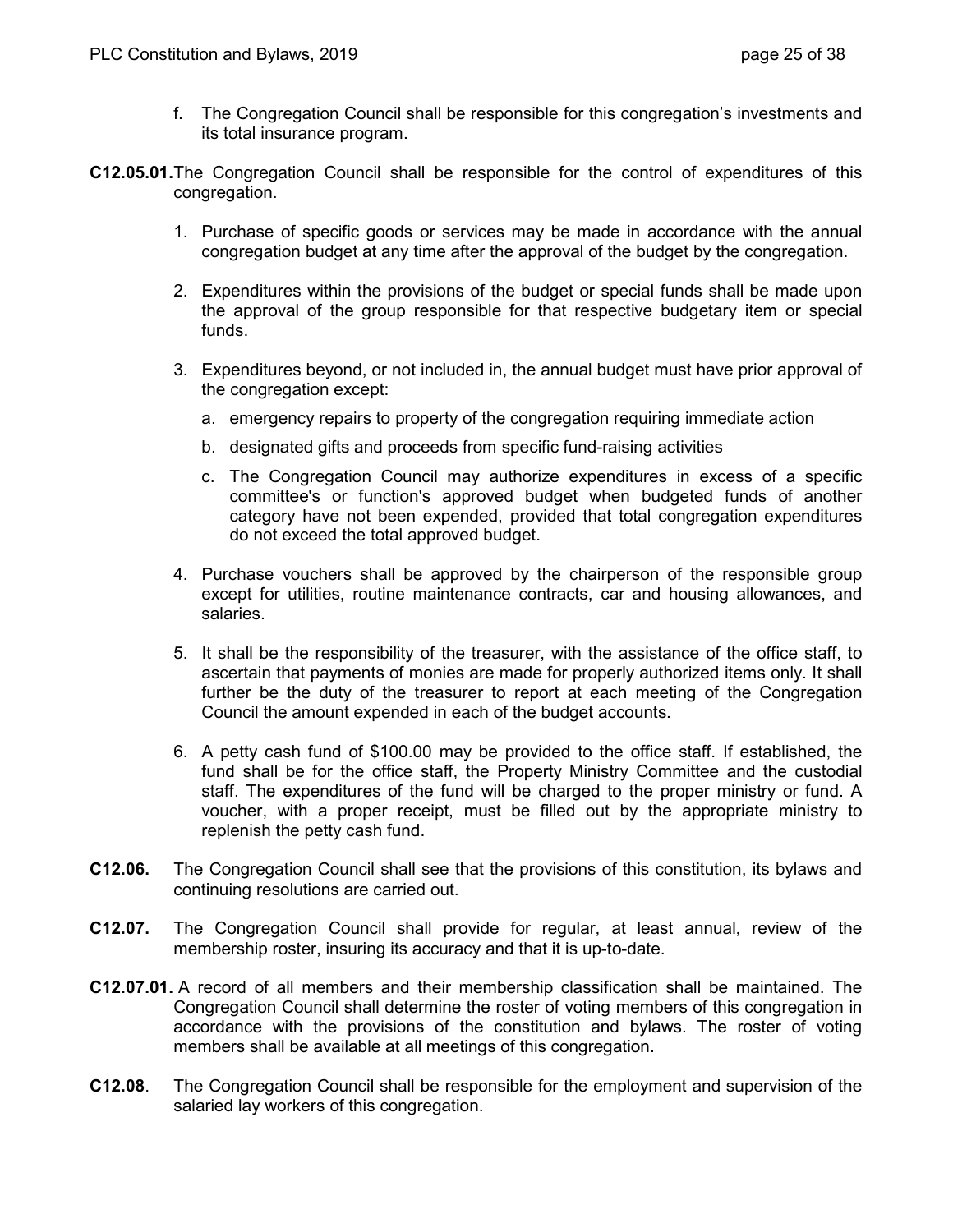f. The Congregation Council shall be responsible for this congregation's investments and its total insurance program.

**C12.05.01.** The Congregation Council shall be responsible for the control of expenditures of this congregation.

1. Purchase of specific goods or services may be made in accordance with the annual congregation budget at any time after the approval of the budget by the congregation.

2. Expenditures within the provisions of the budget or special funds shall be made upon the approval of the group responsible for that respective budgetary item or special funds.

3. Expenditures beyond, or not included in, the annual budget must have prior approval of the congregation except:

   a. emergency repairs to property of the congregation requiring immediate action

   b. designated gifts and proceeds from specific fund-raising activities

   c. The Congregation Council may authorize expenditures in excess of a specific committee's or function's approved budget when budgeted funds of another category have not been expended, provided that total congregation expenditures do not exceed the total approved budget.

4. Purchase vouchers shall be approved by the chairperson of the responsible group except for utilities, routine maintenance contracts, car and housing allowances, and salaries.

5. It shall be the responsibility of the treasurer, with the assistance of the office staff, to ascertain that payments of monies are made for properly authorized items only. It shall further be the duty of the treasurer to report at each meeting of the Congregation Council the amount expended in each of the budget accounts.

6. A petty cash fund of $100.00 may be provided to the office staff. If established, the fund shall be for the office staff, the Property Ministry Committee and the custodial staff. The expenditures of the fund will be charged to the proper ministry or fund. A voucher, with a proper receipt, must be filled out by the appropriate ministry to replenish the petty cash fund.

**C12.06.** The Congregation Council shall see that the provisions of this constitution, its bylaws and continuing resolutions are carried out.

**C12.07.** The Congregation Council shall provide for regular, at least annual, review of the membership roster, insuring its accuracy and that it is up-to-date.

**C12.07.01.** A record of all members and their membership classification shall be maintained. The Congregation Council shall determine the roster of voting members of this congregation in accordance with the provisions of the constitution and bylaws. The roster of voting members shall be available at all meetings of this congregation.

**C12.08**. The Congregation Council shall be responsible for the employment and supervision of the salaried lay workers of this congregation.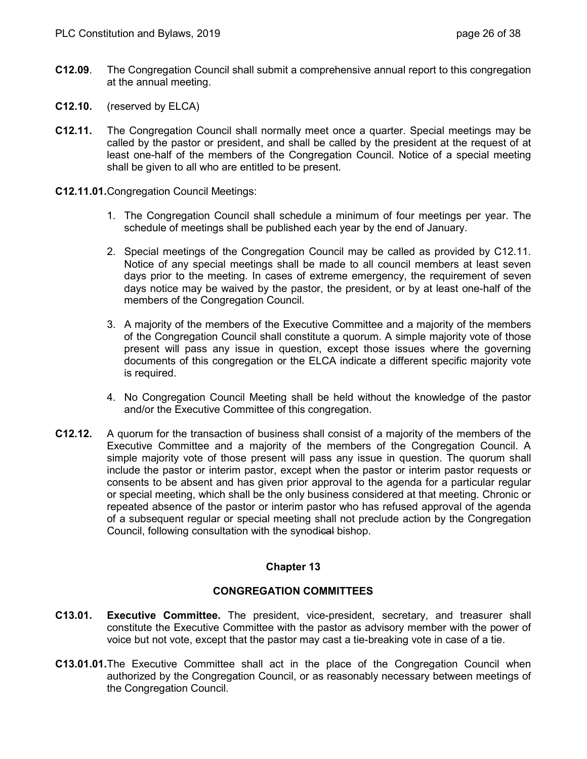**C12.09**. The Congregation Council shall submit a comprehensive annual report to this congregation at the annual meeting.

**C12.10.** (reserved by ELCA)

**C12.11.** The Congregation Council shall normally meet once a quarter. Special meetings may be called by the pastor or president, and shall be called by the president at the request of at least one-half of the members of the Congregation Council. Notice of a special meeting shall be given to all who are entitled to be present.

**C12.11.01.** Congregation Council Meetings:

1. The Congregation Council shall schedule a minimum of four meetings per year. The schedule of meetings shall be published each year by the end of January.
2. Special meetings of the Congregation Council may be called as provided by C12.11. Notice of any special meetings shall be made to all council members at least seven days prior to the meeting. In cases of extreme emergency, the requirement of seven days notice may be waived by the pastor, the president, or by at least one-half of the members of the Congregation Council.
3. A majority of the members of the Executive Committee and a majority of the members of the Congregation Council shall constitute a quorum. A simple majority vote of those present will pass any issue in question, except those issues where the governing documents of this congregation or the ELCA indicate a different specific majority vote is required.
4. No Congregation Council Meeting shall be held without the knowledge of the pastor and/or the Executive Committee of this congregation.

**C12.12.** A quorum for the transaction of business shall consist of a majority of the members of the Executive Committee and a majority of the members of the Congregation Council. A simple majority vote of those present will pass any issue in question. The quorum shall include the pastor or interim pastor, except when the pastor or interim pastor requests or consents to be absent and has given prior approval to the agenda for a particular regular or special meeting, which shall be the only business considered at that meeting. Chronic or repeated absence of the pastor or interim pastor who has refused approval of the agenda of a subsequent regular or special meeting shall not preclude action by the Congregation Council, following consultation with the synod~~ical~~ bishop.

## Chapter 13

## CONGREGATION COMMITTEES

**C13.01.** **Executive Committee.** The president, vice-president, secretary, and treasurer shall constitute the Executive Committee with the pastor as advisory member with the power of voice but not vote, except that the pastor may cast a tie-breaking vote in case of a tie.

**C13.01.01.** The Executive Committee shall act in the place of the Congregation Council when authorized by the Congregation Council, or as reasonably necessary between meetings of the Congregation Council.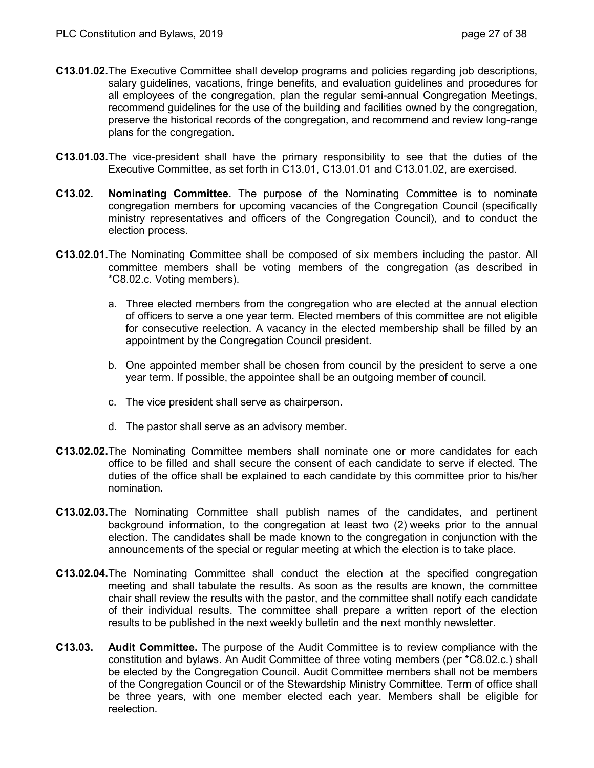**C13.01.02.** The Executive Committee shall develop programs and policies regarding job descriptions, salary guidelines, vacations, fringe benefits, and evaluation guidelines and procedures for all employees of the congregation, plan the regular semi-annual Congregation Meetings, recommend guidelines for the use of the building and facilities owned by the congregation, preserve the historical records of the congregation, and recommend and review long-range plans for the congregation.

**C13.01.03.** The vice-president shall have the primary responsibility to see that the duties of the Executive Committee, as set forth in C13.01, C13.01.01 and C13.01.02, are exercised.

**C13.02. Nominating Committee.** The purpose of the Nominating Committee is to nominate congregation members for upcoming vacancies of the Congregation Council (specifically ministry representatives and officers of the Congregation Council), and to conduct the election process.

**C13.02.01.** The Nominating Committee shall be composed of six members including the pastor. All committee members shall be voting members of the congregation (as described in *C8.02.c. Voting members).

a. Three elected members from the congregation who are elected at the annual election of officers to serve a one year term. Elected members of this committee are not eligible for consecutive reelection. A vacancy in the elected membership shall be filled by an appointment by the Congregation Council president.

b. One appointed member shall be chosen from council by the president to serve a one year term. If possible, the appointee shall be an outgoing member of council.

c. The vice president shall serve as chairperson.

d. The pastor shall serve as an advisory member.

**C13.02.02.** The Nominating Committee members shall nominate one or more candidates for each office to be filled and shall secure the consent of each candidate to serve if elected. The duties of the office shall be explained to each candidate by this committee prior to his/her nomination.

**C13.02.03.** The Nominating Committee shall publish names of the candidates, and pertinent background information, to the congregation at least two (2) weeks prior to the annual election. The candidates shall be made known to the congregation in conjunction with the announcements of the special or regular meeting at which the election is to take place.

**C13.02.04.** The Nominating Committee shall conduct the election at the specified congregation meeting and shall tabulate the results. As soon as the results are known, the committee chair shall review the results with the pastor, and the committee shall notify each candidate of their individual results. The committee shall prepare a written report of the election results to be published in the next weekly bulletin and the next monthly newsletter.

**C13.03. Audit Committee.** The purpose of the Audit Committee is to review compliance with the constitution and bylaws. An Audit Committee of three voting members (per *C8.02.c.) shall be elected by the Congregation Council. Audit Committee members shall not be members of the Congregation Council or of the Stewardship Ministry Committee. Term of office shall be three years, with one member elected each year. Members shall be eligible for reelection.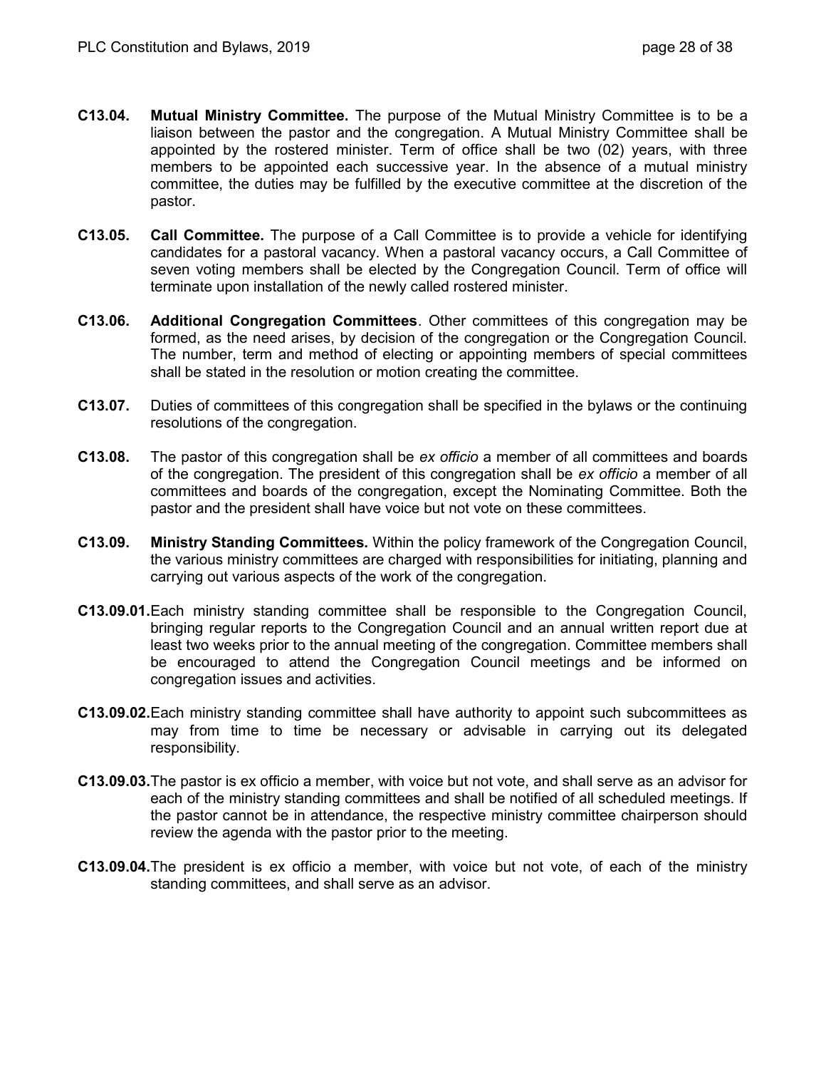**C13.04.** **Mutual Ministry Committee.** The purpose of the Mutual Ministry Committee is to be a liaison between the pastor and the congregation. A Mutual Ministry Committee shall be appointed by the rostered minister. Term of office shall be two (02) years, with three members to be appointed each successive year. In the absence of a mutual ministry committee, the duties may be fulfilled by the executive committee at the discretion of the pastor.

**C13.05.** **Call Committee.** The purpose of a Call Committee is to provide a vehicle for identifying candidates for a pastoral vacancy. When a pastoral vacancy occurs, a Call Committee of seven voting members shall be elected by the Congregation Council. Term of office will terminate upon installation of the newly called rostered minister.

**C13.06.** **Additional Congregation Committees**. Other committees of this congregation may be formed, as the need arises, by decision of the congregation or the Congregation Council. The number, term and method of electing or appointing members of special committees shall be stated in the resolution or motion creating the committee.

**C13.07.** Duties of committees of this congregation shall be specified in the bylaws or the continuing resolutions of the congregation.

**C13.08.** The pastor of this congregation shall be *ex officio* a member of all committees and boards of the congregation. The president of this congregation shall be *ex officio* a member of all committees and boards of the congregation, except the Nominating Committee. Both the pastor and the president shall have voice but not vote on these committees.

**C13.09.** **Ministry Standing Committees.** Within the policy framework of the Congregation Council, the various ministry committees are charged with responsibilities for initiating, planning and carrying out various aspects of the work of the congregation.

**C13.09.01.** Each ministry standing committee shall be responsible to the Congregation Council, bringing regular reports to the Congregation Council and an annual written report due at least two weeks prior to the annual meeting of the congregation. Committee members shall be encouraged to attend the Congregation Council meetings and be informed on congregation issues and activities.

**C13.09.02.** Each ministry standing committee shall have authority to appoint such subcommittees as may from time to time be necessary or advisable in carrying out its delegated responsibility.

**C13.09.03.** The pastor is ex officio a member, with voice but not vote, and shall serve as an advisor for each of the ministry standing committees and shall be notified of all scheduled meetings. If the pastor cannot be in attendance, the respective ministry committee chairperson should review the agenda with the pastor prior to the meeting.

**C13.09.04.** The president is ex officio a member, with voice but not vote, of each of the ministry standing committees, and shall serve as an advisor.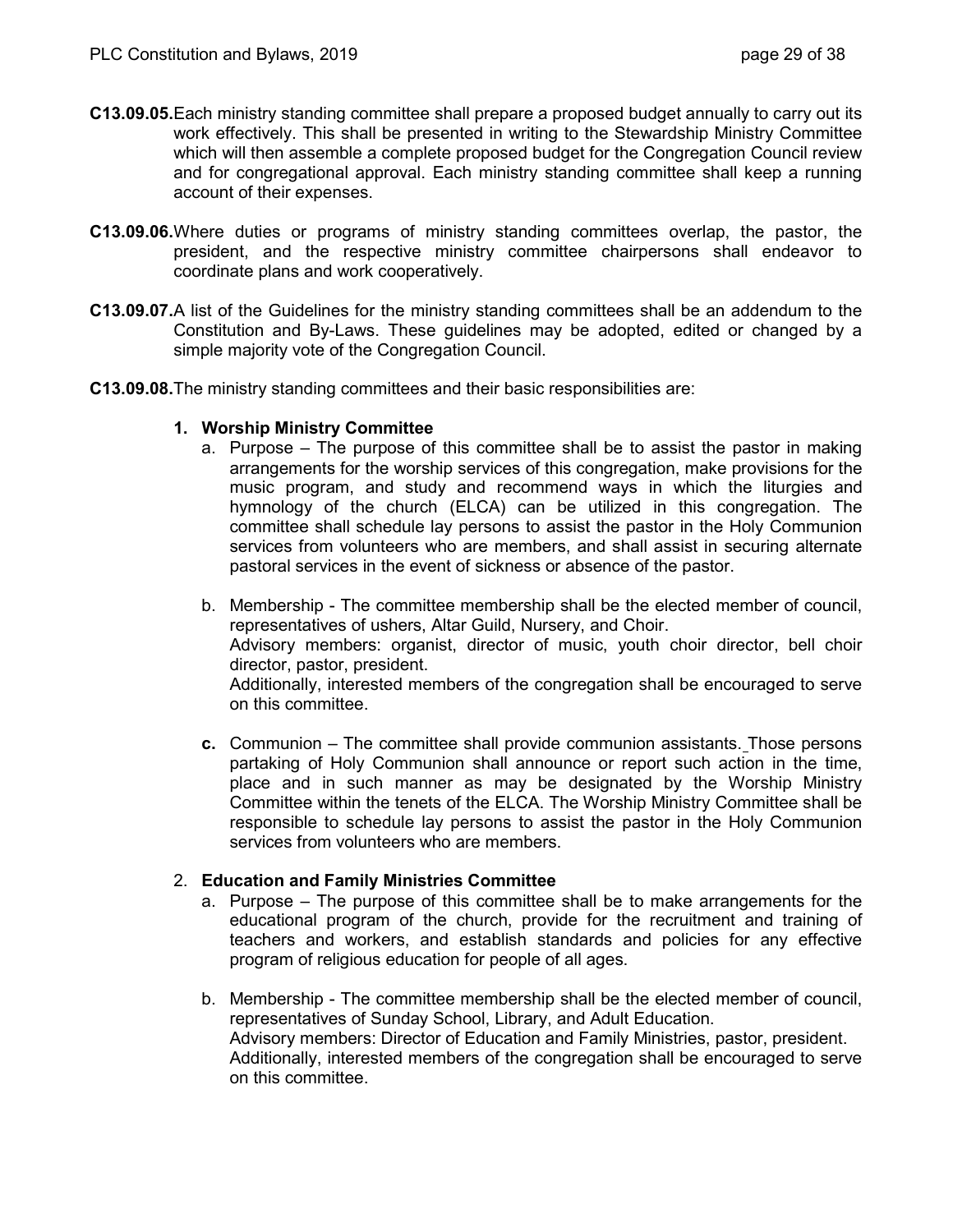**C13.09.05.** Each ministry standing committee shall prepare a proposed budget annually to carry out its work effectively. This shall be presented in writing to the Stewardship Ministry Committee which will then assemble a complete proposed budget for the Congregation Council review and for congregational approval. Each ministry standing committee shall keep a running account of their expenses.

**C13.09.06.** Where duties or programs of ministry standing committees overlap, the pastor, the president, and the respective ministry committee chairpersons shall endeavor to coordinate plans and work cooperatively.

**C13.09.07.** A list of the Guidelines for the ministry standing committees shall be an addendum to the Constitution and By-Laws. These guidelines may be adopted, edited or changed by a simple majority vote of the Congregation Council.

**C13.09.08.** The ministry standing committees and their basic responsibilities are:

1. **Worship Ministry Committee**
   a. Purpose – The purpose of this committee shall be to assist the pastor in making arrangements for the worship services of this congregation, make provisions for the music program, and study and recommend ways in which the liturgies and hymnology of the church (ELCA) can be utilized in this congregation. The committee shall schedule lay persons to assist the pastor in the Holy Communion services from volunteers who are members, and shall assist in securing alternate pastoral services in the event of sickness or absence of the pastor.

   b. Membership - The committee membership shall be the elected member of council, representatives of ushers, Altar Guild, Nursery, and Choir.
   Advisory members: organist, director of music, youth choir director, bell choir director, pastor, president.
   Additionally, interested members of the congregation shall be encouraged to serve on this committee.

   **c.** Communion – The committee shall provide communion assistants. Those persons partaking of Holy Communion shall announce or report such action in the time, place and in such manner as may be designated by the Worship Ministry Committee within the tenets of the ELCA. The Worship Ministry Committee shall be responsible to schedule lay persons to assist the pastor in the Holy Communion services from volunteers who are members.

2. **Education and Family Ministries Committee**
   a. Purpose – The purpose of this committee shall be to make arrangements for the educational program of the church, provide for the recruitment and training of teachers and workers, and establish standards and policies for any effective program of religious education for people of all ages.

   b. Membership - The committee membership shall be the elected member of council, representatives of Sunday School, Library, and Adult Education.
   Advisory members: Director of Education and Family Ministries, pastor, president.
   Additionally, interested members of the congregation shall be encouraged to serve on this committee.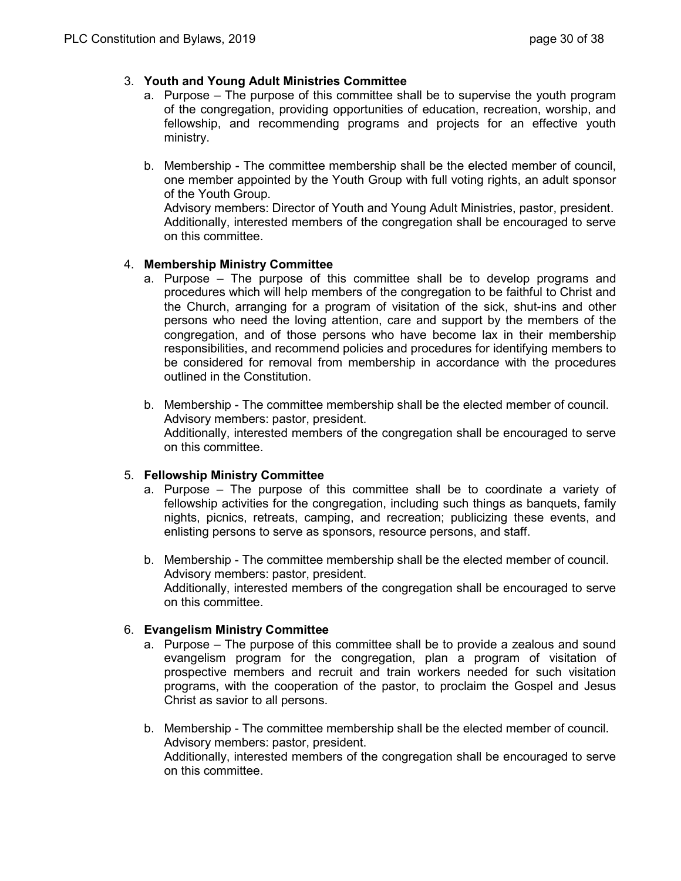3. **Youth and Young Adult Ministries Committee**
   a. Purpose – The purpose of this committee shall be to supervise the youth program of the congregation, providing opportunities of education, recreation, worship, and fellowship, and recommending programs and projects for an effective youth ministry.

   b. Membership - The committee membership shall be the elected member of council, one member appointed by the Youth Group with full voting rights, an adult sponsor of the Youth Group.
   Advisory members: Director of Youth and Young Adult Ministries, pastor, president.
   Additionally, interested members of the congregation shall be encouraged to serve on this committee.

4. **Membership Ministry Committee**
   a. Purpose – The purpose of this committee shall be to develop programs and procedures which will help members of the congregation to be faithful to Christ and the Church, arranging for a program of visitation of the sick, shut-ins and other persons who need the loving attention, care and support by the members of the congregation, and of those persons who have become lax in their membership responsibilities, and recommend policies and procedures for identifying members to be considered for removal from membership in accordance with the procedures outlined in the Constitution.

   b. Membership - The committee membership shall be the elected member of council.
   Advisory members: pastor, president.
   Additionally, interested members of the congregation shall be encouraged to serve on this committee.

5. **Fellowship Ministry Committee**
   a. Purpose – The purpose of this committee shall be to coordinate a variety of fellowship activities for the congregation, including such things as banquets, family nights, picnics, retreats, camping, and recreation; publicizing these events, and enlisting persons to serve as sponsors, resource persons, and staff.

   b. Membership - The committee membership shall be the elected member of council.
   Advisory members: pastor, president.
   Additionally, interested members of the congregation shall be encouraged to serve on this committee.

6. **Evangelism Ministry Committee**
   a. Purpose – The purpose of this committee shall be to provide a zealous and sound evangelism program for the congregation, plan a program of visitation of prospective members and recruit and train workers needed for such visitation programs, with the cooperation of the pastor, to proclaim the Gospel and Jesus Christ as savior to all persons.

   b. Membership - The committee membership shall be the elected member of council.
   Advisory members: pastor, president.
   Additionally, interested members of the congregation shall be encouraged to serve on this committee.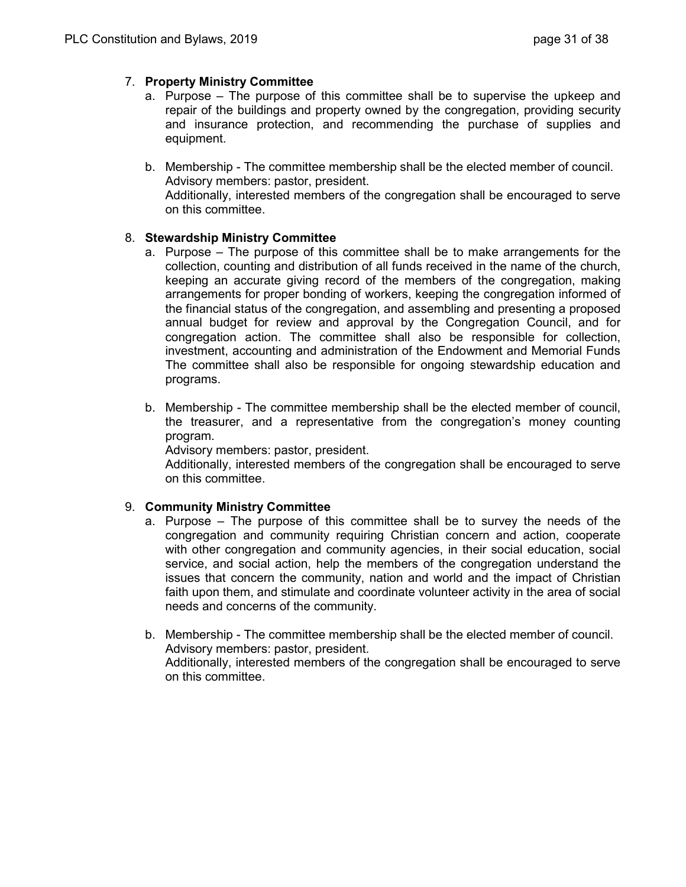7. **Property Ministry Committee**
    a. Purpose – The purpose of this committee shall be to supervise the upkeep and repair of the buildings and property owned by the congregation, providing security and insurance protection, and recommending the purchase of supplies and equipment.

    b. Membership - The committee membership shall be the elected member of council.
    Advisory members: pastor, president.
    Additionally, interested members of the congregation shall be encouraged to serve on this committee.

8. **Stewardship Ministry Committee**
    a. Purpose – The purpose of this committee shall be to make arrangements for the collection, counting and distribution of all funds received in the name of the church, keeping an accurate giving record of the members of the congregation, making arrangements for proper bonding of workers, keeping the congregation informed of the financial status of the congregation, and assembling and presenting a proposed annual budget for review and approval by the Congregation Council, and for congregation action. The committee shall also be responsible for collection, investment, accounting and administration of the Endowment and Memorial Funds The committee shall also be responsible for ongoing stewardship education and programs.

    b. Membership - The committee membership shall be the elected member of council, the treasurer, and a representative from the congregation's money counting program.
    Advisory members: pastor, president.
    Additionally, interested members of the congregation shall be encouraged to serve on this committee.

9. **Community Ministry Committee**
    a. Purpose – The purpose of this committee shall be to survey the needs of the congregation and community requiring Christian concern and action, cooperate with other congregation and community agencies, in their social education, social service, and social action, help the members of the congregation understand the issues that concern the community, nation and world and the impact of Christian faith upon them, and stimulate and coordinate volunteer activity in the area of social needs and concerns of the community.

    b. Membership - The committee membership shall be the elected member of council.
    Advisory members: pastor, president.
    Additionally, interested members of the congregation shall be encouraged to serve on this committee.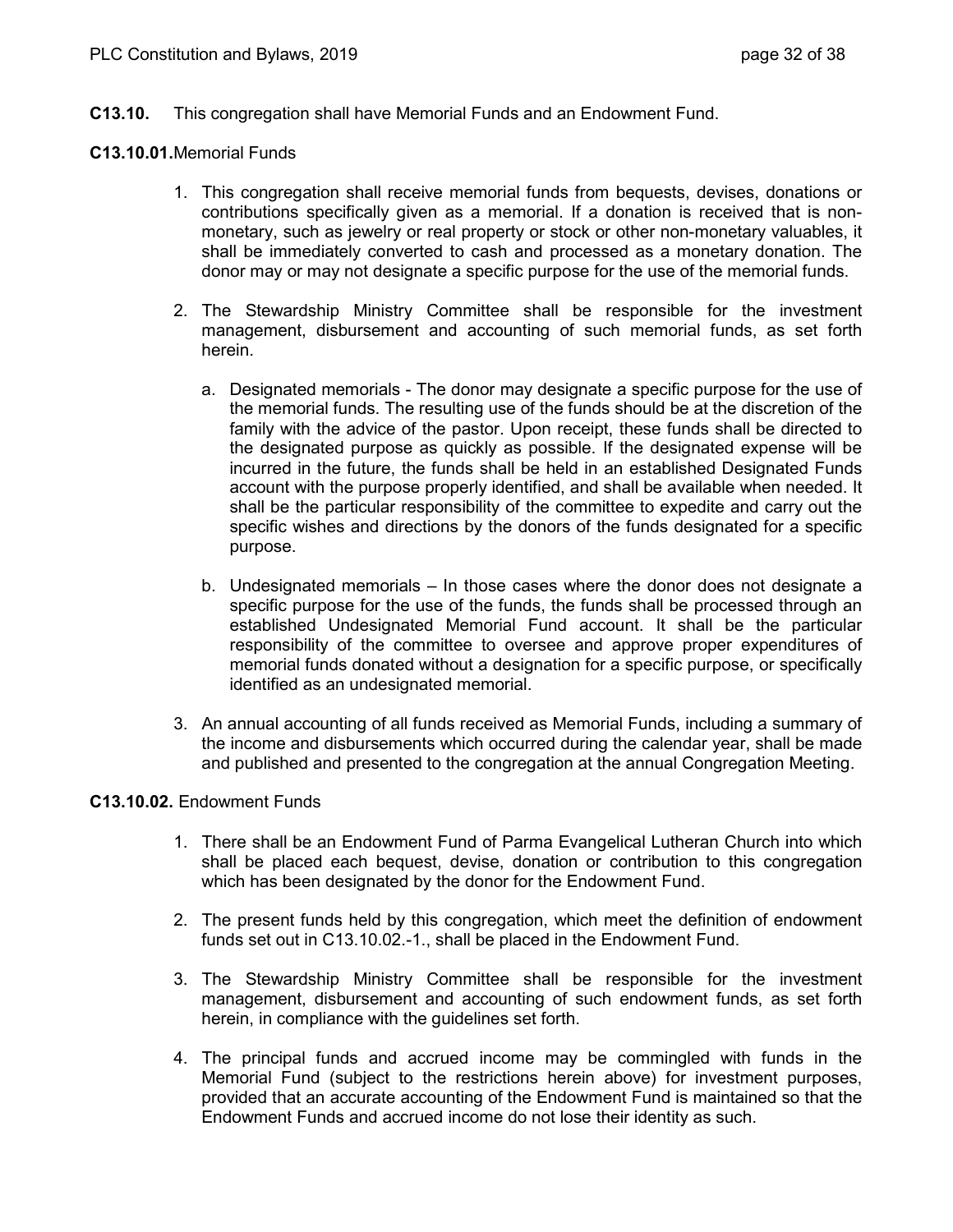**C13.10.** This congregation shall have Memorial Funds and an Endowment Fund.

**C13.10.01.** Memorial Funds

1. This congregation shall receive memorial funds from bequests, devises, donations or contributions specifically given as a memorial. If a donation is received that is non-monetary, such as jewelry or real property or stock or other non-monetary valuables, it shall be immediately converted to cash and processed as a monetary donation. The donor may or may not designate a specific purpose for the use of the memorial funds.

2. The Stewardship Ministry Committee shall be responsible for the investment management, disbursement and accounting of such memorial funds, as set forth herein.

   a. Designated memorials - The donor may designate a specific purpose for the use of the memorial funds. The resulting use of the funds should be at the discretion of the family with the advice of the pastor. Upon receipt, these funds shall be directed to the designated purpose as quickly as possible. If the designated expense will be incurred in the future, the funds shall be held in an established Designated Funds account with the purpose properly identified, and shall be available when needed. It shall be the particular responsibility of the committee to expedite and carry out the specific wishes and directions by the donors of the funds designated for a specific purpose.

   b. Undesignated memorials – In those cases where the donor does not designate a specific purpose for the use of the funds, the funds shall be processed through an established Undesignated Memorial Fund account. It shall be the particular responsibility of the committee to oversee and approve proper expenditures of memorial funds donated without a designation for a specific purpose, or specifically identified as an undesignated memorial.

3. An annual accounting of all funds received as Memorial Funds, including a summary of the income and disbursements which occurred during the calendar year, shall be made and published and presented to the congregation at the annual Congregation Meeting.

**C13.10.02.** Endowment Funds

1. There shall be an Endowment Fund of Parma Evangelical Lutheran Church into which shall be placed each bequest, devise, donation or contribution to this congregation which has been designated by the donor for the Endowment Fund.

2. The present funds held by this congregation, which meet the definition of endowment funds set out in C13.10.02.-1., shall be placed in the Endowment Fund.

3. The Stewardship Ministry Committee shall be responsible for the investment management, disbursement and accounting of such endowment funds, as set forth herein, in compliance with the guidelines set forth.

4. The principal funds and accrued income may be commingled with funds in the Memorial Fund (subject to the restrictions herein above) for investment purposes, provided that an accurate accounting of the Endowment Fund is maintained so that the Endowment Funds and accrued income do not lose their identity as such.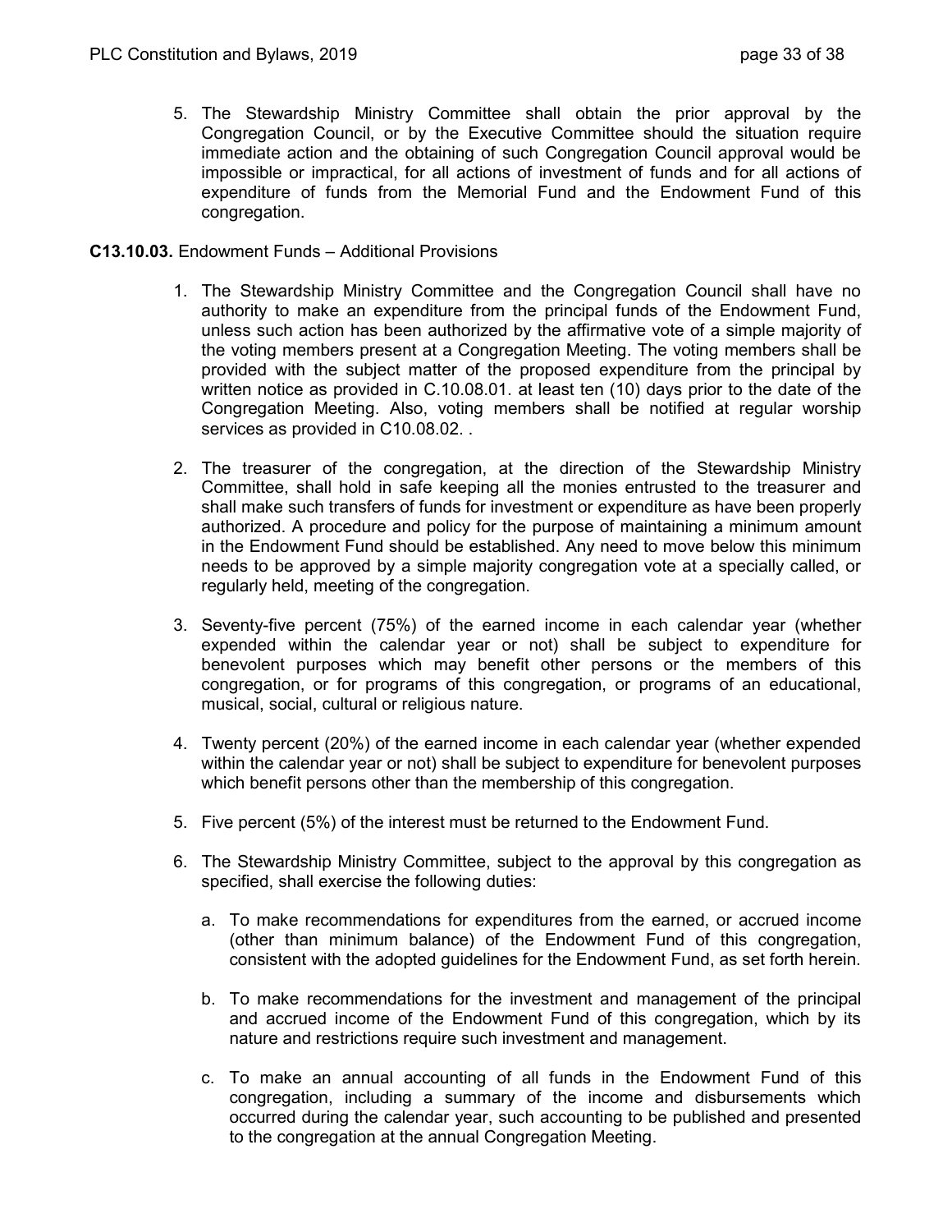5. The Stewardship Ministry Committee shall obtain the prior approval by the Congregation Council, or by the Executive Committee should the situation require immediate action and the obtaining of such Congregation Council approval would be impossible or impractical, for all actions of investment of funds and for all actions of expenditure of funds from the Memorial Fund and the Endowment Fund of this congregation.

**C13.10.03.** Endowment Funds – Additional Provisions

1. The Stewardship Ministry Committee and the Congregation Council shall have no authority to make an expenditure from the principal funds of the Endowment Fund, unless such action has been authorized by the affirmative vote of a simple majority of the voting members present at a Congregation Meeting. The voting members shall be provided with the subject matter of the proposed expenditure from the principal by written notice as provided in C.10.08.01. at least ten (10) days prior to the date of the Congregation Meeting. Also, voting members shall be notified at regular worship services as provided in C10.08.02. .

2. The treasurer of the congregation, at the direction of the Stewardship Ministry Committee, shall hold in safe keeping all the monies entrusted to the treasurer and shall make such transfers of funds for investment or expenditure as have been properly authorized. A procedure and policy for the purpose of maintaining a minimum amount in the Endowment Fund should be established. Any need to move below this minimum needs to be approved by a simple majority congregation vote at a specially called, or regularly held, meeting of the congregation.

3. Seventy-five percent (75%) of the earned income in each calendar year (whether expended within the calendar year or not) shall be subject to expenditure for benevolent purposes which may benefit other persons or the members of this congregation, or for programs of this congregation, or programs of an educational, musical, social, cultural or religious nature.

4. Twenty percent (20%) of the earned income in each calendar year (whether expended within the calendar year or not) shall be subject to expenditure for benevolent purposes which benefit persons other than the membership of this congregation.

5. Five percent (5%) of the interest must be returned to the Endowment Fund.

6. The Stewardship Ministry Committee, subject to the approval by this congregation as specified, shall exercise the following duties:

   a. To make recommendations for expenditures from the earned, or accrued income (other than minimum balance) of the Endowment Fund of this congregation, consistent with the adopted guidelines for the Endowment Fund, as set forth herein.

   b. To make recommendations for the investment and management of the principal and accrued income of the Endowment Fund of this congregation, which by its nature and restrictions require such investment and management.

   c. To make an annual accounting of all funds in the Endowment Fund of this congregation, including a summary of the income and disbursements which occurred during the calendar year, such accounting to be published and presented to the congregation at the annual Congregation Meeting.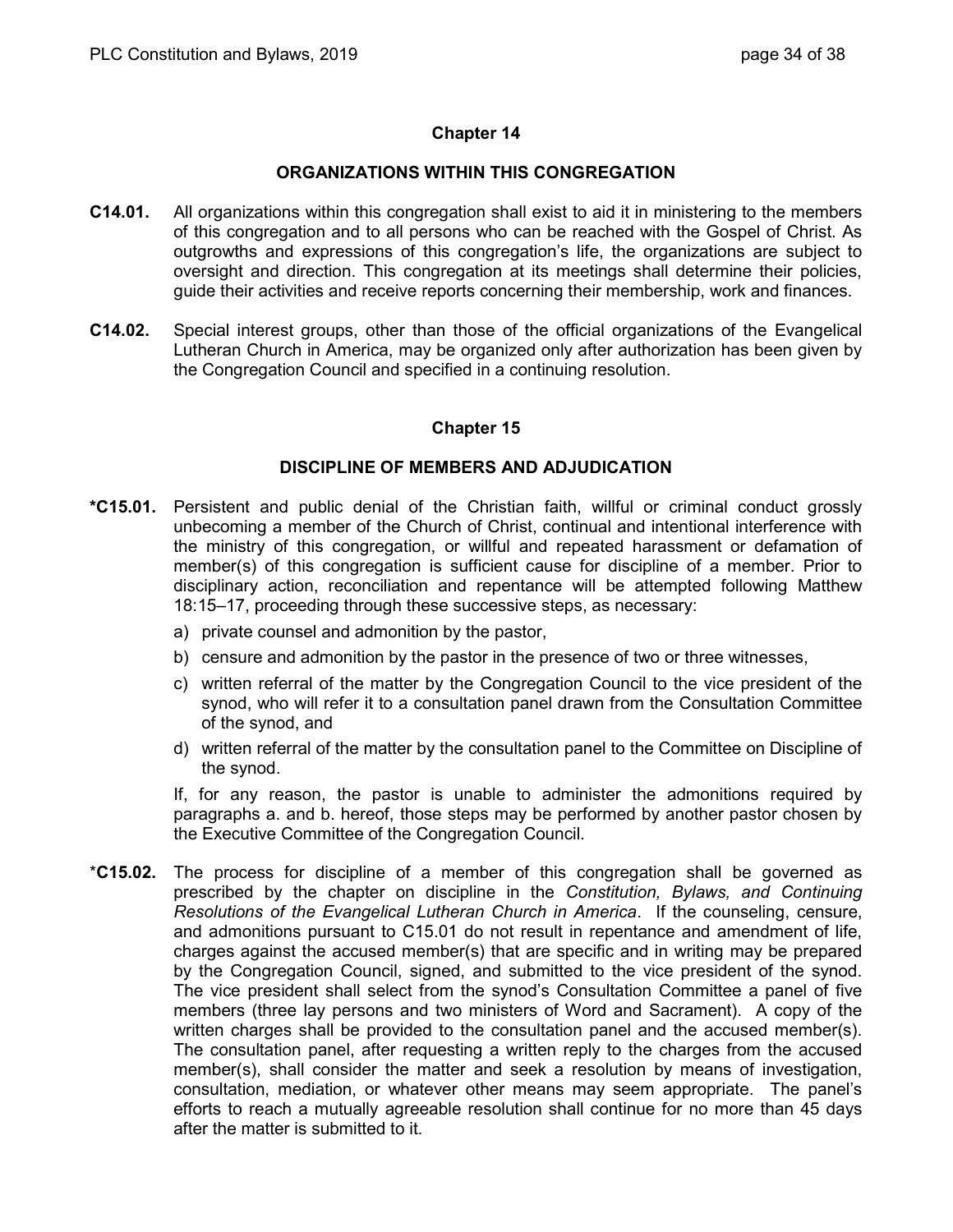## Chapter 14

### ORGANIZATIONS WITHIN THIS CONGREGATION

**C14.01.** All organizations within this congregation shall exist to aid it in ministering to the members of this congregation and to all persons who can be reached with the Gospel of Christ. As outgrowths and expressions of this congregation's life, the organizations are subject to oversight and direction. This congregation at its meetings shall determine their policies, guide their activities and receive reports concerning their membership, work and finances.

**C14.02.** Special interest groups, other than those of the official organizations of the Evangelical Lutheran Church in America, may be organized only after authorization has been given by the Congregation Council and specified in a continuing resolution.

## Chapter 15

### DISCIPLINE OF MEMBERS AND ADJUDICATION

***C15.01.** Persistent and public denial of the Christian faith, willful or criminal conduct grossly unbecoming a member of the Church of Christ, continual and intentional interference with the ministry of this congregation, or willful and repeated harassment or defamation of member(s) of this congregation is sufficient cause for discipline of a member. Prior to disciplinary action, reconciliation and repentance will be attempted following Matthew 18:15–17, proceeding through these successive steps, as necessary:

a) private counsel and admonition by the pastor,
b) censure and admonition by the pastor in the presence of two or three witnesses,
c) written referral of the matter by the Congregation Council to the vice president of the synod, who will refer it to a consultation panel drawn from the Consultation Committee of the synod, and
d) written referral of the matter by the consultation panel to the Committee on Discipline of the synod.

If, for any reason, the pastor is unable to administer the admonitions required by paragraphs a. and b. hereof, those steps may be performed by another pastor chosen by the Executive Committee of the Congregation Council.

***C15.02.** The process for discipline of a member of this congregation shall be governed as prescribed by the chapter on discipline in the *Constitution, Bylaws, and Continuing Resolutions of the Evangelical Lutheran Church in America*. If the counseling, censure, and admonitions pursuant to C15.01 do not result in repentance and amendment of life, charges against the accused member(s) that are specific and in writing may be prepared by the Congregation Council, signed, and submitted to the vice president of the synod. The vice president shall select from the synod's Consultation Committee a panel of five members (three lay persons and two ministers of Word and Sacrament). A copy of the written charges shall be provided to the consultation panel and the accused member(s). The consultation panel, after requesting a written reply to the charges from the accused member(s), shall consider the matter and seek a resolution by means of investigation, consultation, mediation, or whatever other means may seem appropriate. The panel's efforts to reach a mutually agreeable resolution shall continue for no more than 45 days after the matter is submitted to it.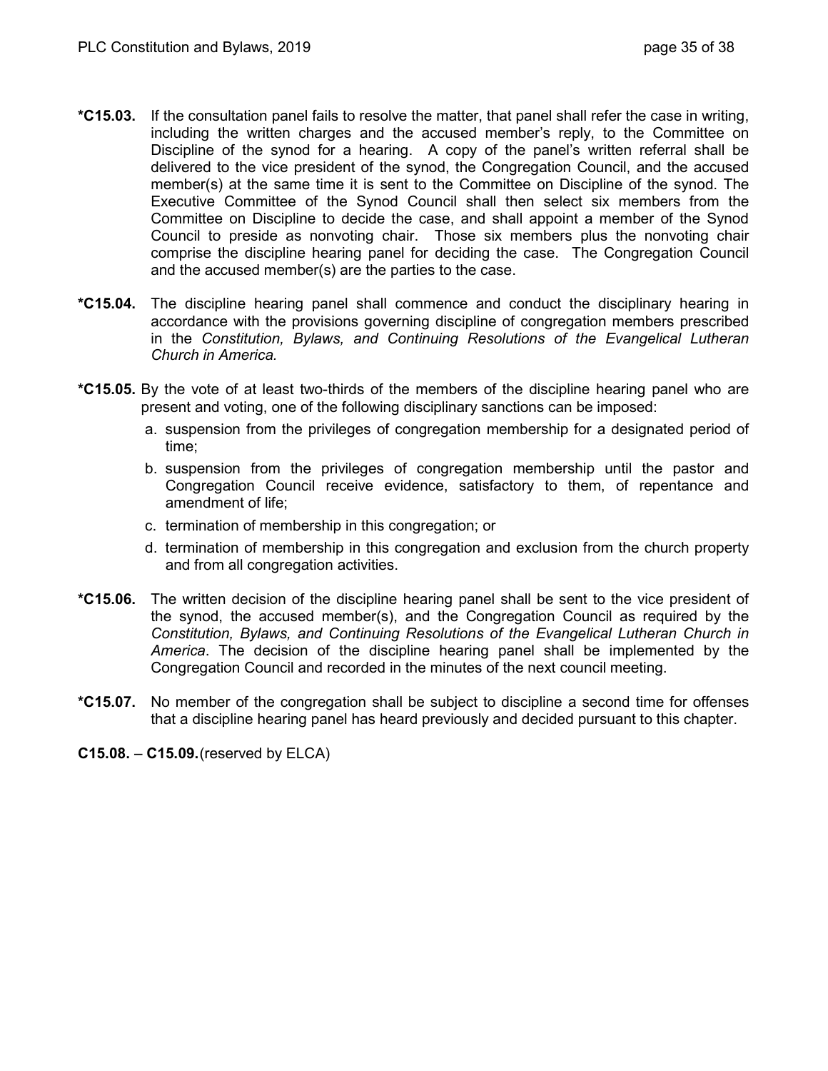**\*C15.03.** If the consultation panel fails to resolve the matter, that panel shall refer the case in writing, including the written charges and the accused member's reply, to the Committee on Discipline of the synod for a hearing. A copy of the panel's written referral shall be delivered to the vice president of the synod, the Congregation Council, and the accused member(s) at the same time it is sent to the Committee on Discipline of the synod. The Executive Committee of the Synod Council shall then select six members from the Committee on Discipline to decide the case, and shall appoint a member of the Synod Council to preside as nonvoting chair. Those six members plus the nonvoting chair comprise the discipline hearing panel for deciding the case. The Congregation Council and the accused member(s) are the parties to the case.

**\*C15.04.** The discipline hearing panel shall commence and conduct the disciplinary hearing in accordance with the provisions governing discipline of congregation members prescribed in the *Constitution, Bylaws, and Continuing Resolutions of the Evangelical Lutheran Church in America.*

**\*C15.05.** By the vote of at least two-thirds of the members of the discipline hearing panel who are present and voting, one of the following disciplinary sanctions can be imposed:

a. suspension from the privileges of congregation membership for a designated period of time;
b. suspension from the privileges of congregation membership until the pastor and Congregation Council receive evidence, satisfactory to them, of repentance and amendment of life;
c. termination of membership in this congregation; or
d. termination of membership in this congregation and exclusion from the church property and from all congregation activities.

**\*C15.06.** The written decision of the discipline hearing panel shall be sent to the vice president of the synod, the accused member(s), and the Congregation Council as required by the *Constitution, Bylaws, and Continuing Resolutions of the Evangelical Lutheran Church in America*. The decision of the discipline hearing panel shall be implemented by the Congregation Council and recorded in the minutes of the next council meeting.

**\*C15.07.** No member of the congregation shall be subject to discipline a second time for offenses that a discipline hearing panel has heard previously and decided pursuant to this chapter.

**C15.08.** – **C15.09.** (reserved by ELCA)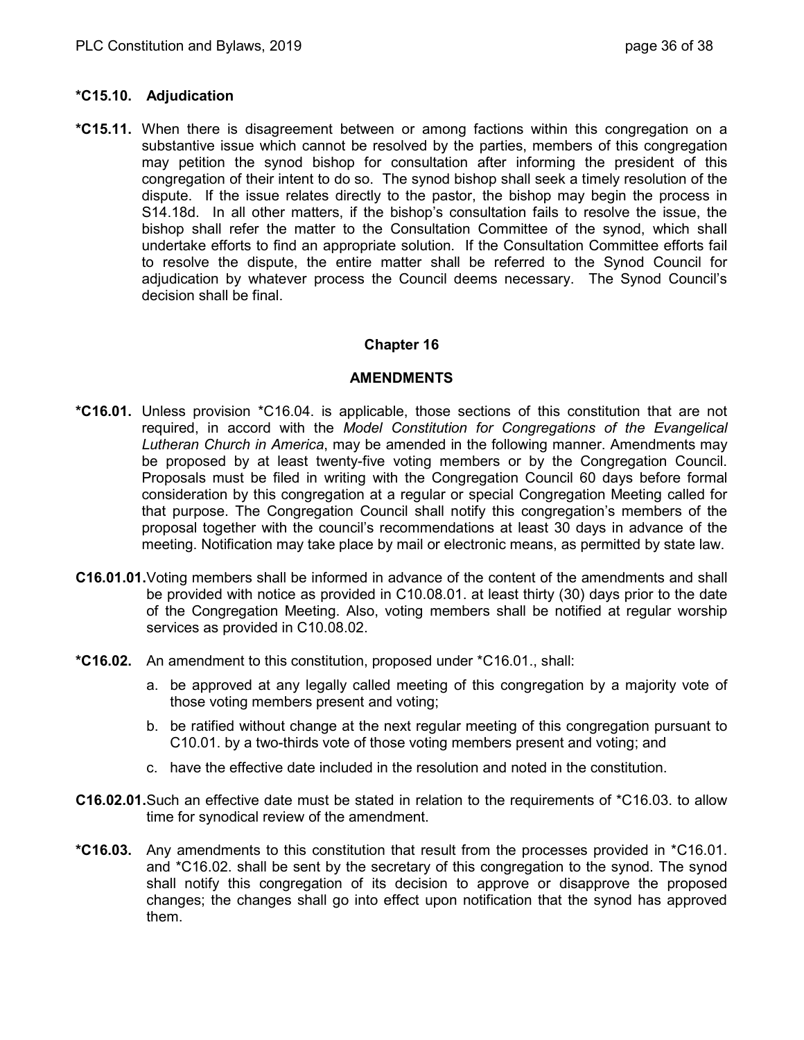**\*C15.10. Adjudication**

**\*C15.11.** When there is disagreement between or among factions within this congregation on a substantive issue which cannot be resolved by the parties, members of this congregation may petition the synod bishop for consultation after informing the president of this congregation of their intent to do so. The synod bishop shall seek a timely resolution of the dispute. If the issue relates directly to the pastor, the bishop may begin the process in S14.18d. In all other matters, if the bishop's consultation fails to resolve the issue, the bishop shall refer the matter to the Consultation Committee of the synod, which shall undertake efforts to find an appropriate solution. If the Consultation Committee efforts fail to resolve the dispute, the entire matter shall be referred to the Synod Council for adjudication by whatever process the Council deems necessary. The Synod Council's decision shall be final.

## Chapter 16

## AMENDMENTS

**\*C16.01.** Unless provision \*C16.04. is applicable, those sections of this constitution that are not required, in accord with the *Model Constitution for Congregations of the Evangelical Lutheran Church in America*, may be amended in the following manner. Amendments may be proposed by at least twenty-five voting members or by the Congregation Council. Proposals must be filed in writing with the Congregation Council 60 days before formal consideration by this congregation at a regular or special Congregation Meeting called for that purpose. The Congregation Council shall notify this congregation's members of the proposal together with the council's recommendations at least 30 days in advance of the meeting. Notification may take place by mail or electronic means, as permitted by state law.

**C16.01.01.** Voting members shall be informed in advance of the content of the amendments and shall be provided with notice as provided in C10.08.01. at least thirty (30) days prior to the date of the Congregation Meeting. Also, voting members shall be notified at regular worship services as provided in C10.08.02.

**\*C16.02.** An amendment to this constitution, proposed under \*C16.01., shall:

a. be approved at any legally called meeting of this congregation by a majority vote of those voting members present and voting;

b. be ratified without change at the next regular meeting of this congregation pursuant to C10.01. by a two-thirds vote of those voting members present and voting; and

c. have the effective date included in the resolution and noted in the constitution.

**C16.02.01.** Such an effective date must be stated in relation to the requirements of \*C16.03. to allow time for synodical review of the amendment.

**\*C16.03.** Any amendments to this constitution that result from the processes provided in \*C16.01. and \*C16.02. shall be sent by the secretary of this congregation to the synod. The synod shall notify this congregation of its decision to approve or disapprove the proposed changes; the changes shall go into effect upon notification that the synod has approved them.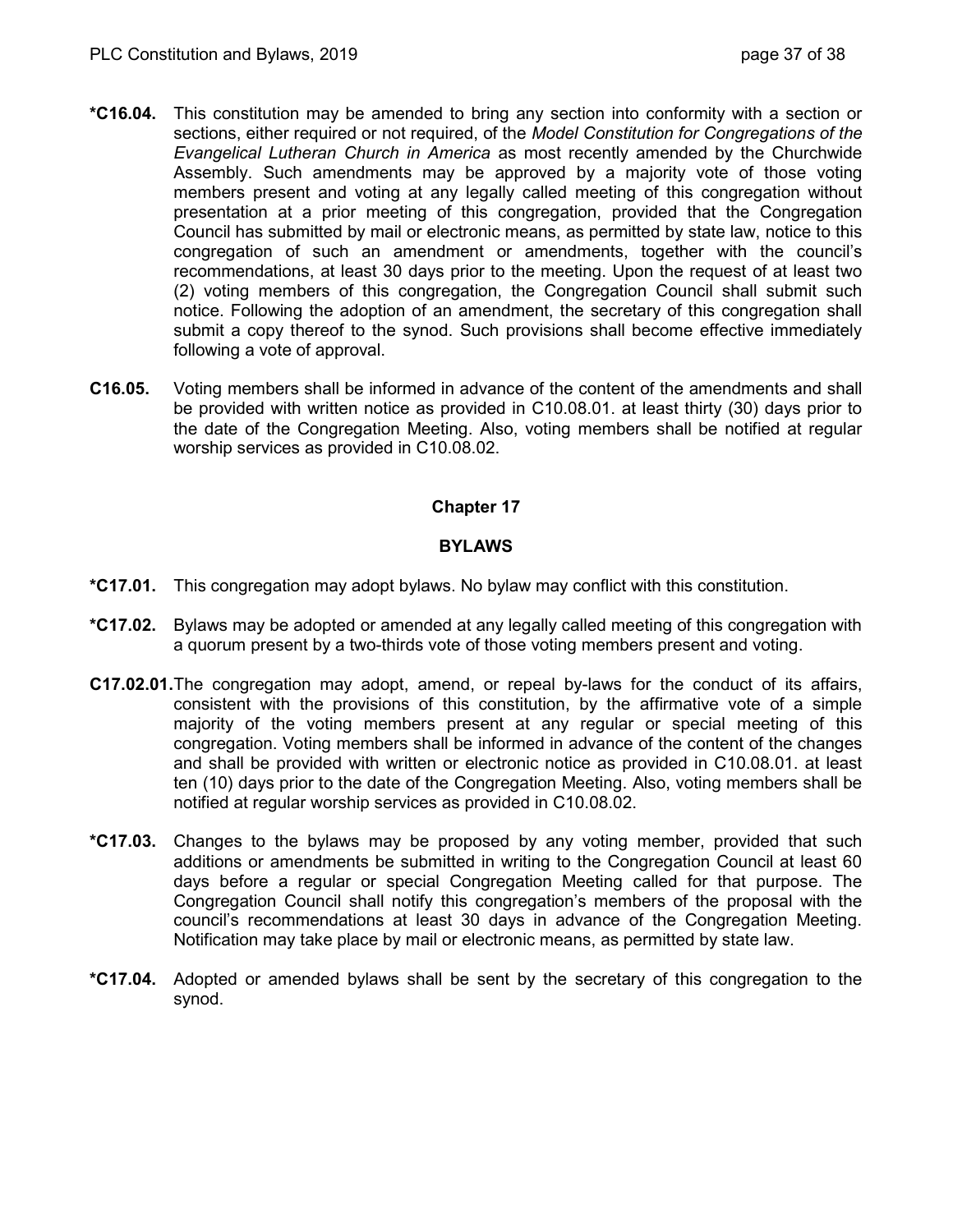**\*C16.04.** This constitution may be amended to bring any section into conformity with a section or sections, either required or not required, of the *Model Constitution for Congregations of the Evangelical Lutheran Church in America* as most recently amended by the Churchwide Assembly. Such amendments may be approved by a majority vote of those voting members present and voting at any legally called meeting of this congregation without presentation at a prior meeting of this congregation, provided that the Congregation Council has submitted by mail or electronic means, as permitted by state law, notice to this congregation of such an amendment or amendments, together with the council's recommendations, at least 30 days prior to the meeting. Upon the request of at least two (2) voting members of this congregation, the Congregation Council shall submit such notice. Following the adoption of an amendment, the secretary of this congregation shall submit a copy thereof to the synod. Such provisions shall become effective immediately following a vote of approval.

**C16.05.** Voting members shall be informed in advance of the content of the amendments and shall be provided with written notice as provided in C10.08.01. at least thirty (30) days prior to the date of the Congregation Meeting. Also, voting members shall be notified at regular worship services as provided in C10.08.02.

## Chapter 17

## BYLAWS

**\*C17.01.** This congregation may adopt bylaws. No bylaw may conflict with this constitution.

**\*C17.02.** Bylaws may be adopted or amended at any legally called meeting of this congregation with a quorum present by a two-thirds vote of those voting members present and voting.

**C17.02.01.** The congregation may adopt, amend, or repeal by-laws for the conduct of its affairs, consistent with the provisions of this constitution, by the affirmative vote of a simple majority of the voting members present at any regular or special meeting of this congregation. Voting members shall be informed in advance of the content of the changes and shall be provided with written or electronic notice as provided in C10.08.01. at least ten (10) days prior to the date of the Congregation Meeting. Also, voting members shall be notified at regular worship services as provided in C10.08.02.

**\*C17.03.** Changes to the bylaws may be proposed by any voting member, provided that such additions or amendments be submitted in writing to the Congregation Council at least 60 days before a regular or special Congregation Meeting called for that purpose. The Congregation Council shall notify this congregation's members of the proposal with the council's recommendations at least 30 days in advance of the Congregation Meeting. Notification may take place by mail or electronic means, as permitted by state law.

**\*C17.04.** Adopted or amended bylaws shall be sent by the secretary of this congregation to the synod.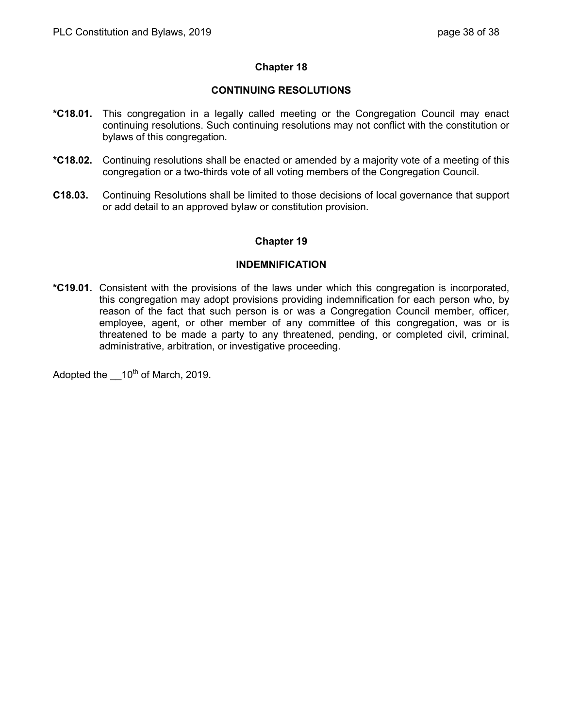## Chapter 18

### CONTINUING RESOLUTIONS

**\*C18.01.** This congregation in a legally called meeting or the Congregation Council may enact continuing resolutions. Such continuing resolutions may not conflict with the constitution or bylaws of this congregation.

**\*C18.02.** Continuing resolutions shall be enacted or amended by a majority vote of a meeting of this congregation or a two-thirds vote of all voting members of the Congregation Council.

**C18.03.** Continuing Resolutions shall be limited to those decisions of local governance that support or add detail to an approved bylaw or constitution provision.

## Chapter 19

### INDEMNIFICATION

**\*C19.01.** Consistent with the provisions of the laws under which this congregation is incorporated, this congregation may adopt provisions providing indemnification for each person who, by reason of the fact that such person is or was a Congregation Council member, officer, employee, agent, or other member of any committee of this congregation, was or is threatened to be made a party to any threatened, pending, or completed civil, criminal, administrative, arbitration, or investigative proceeding.

Adopted the __10th of March, 2019.